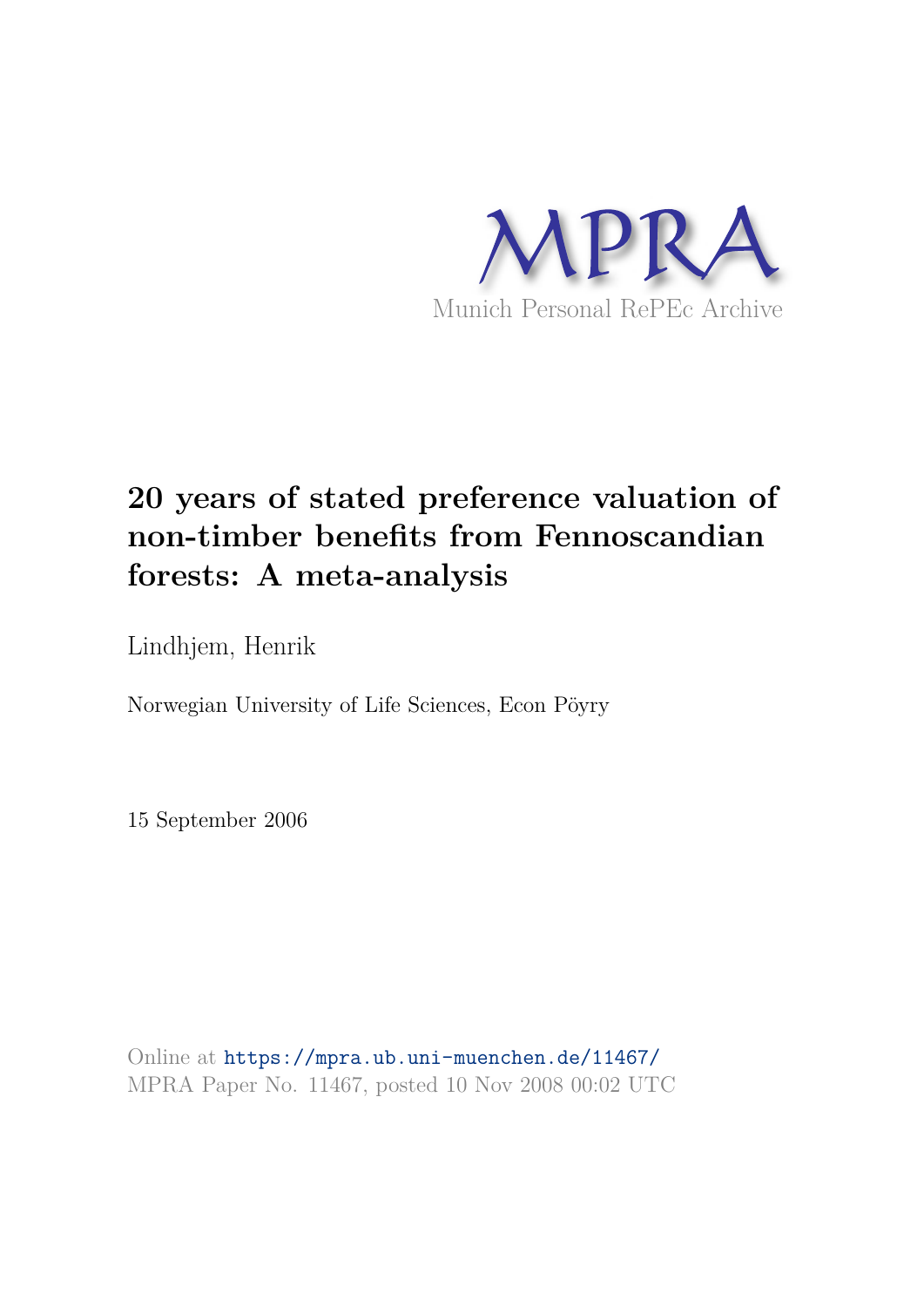MPRA

Munich Personal RePEc Archive

# 20 years of stated preference valuation of non-timber benefits from Fennoscandian forests: A meta-analysis

Lindhjem, Henrik

Norwegian University of Life Sciences, Econ Pöyry

15 September 2006

Online at https://mpra.ub.uni-muenchen.de/11467/
MPRA Paper No. 11467, posted 10 Nov 2008 00:02 UTC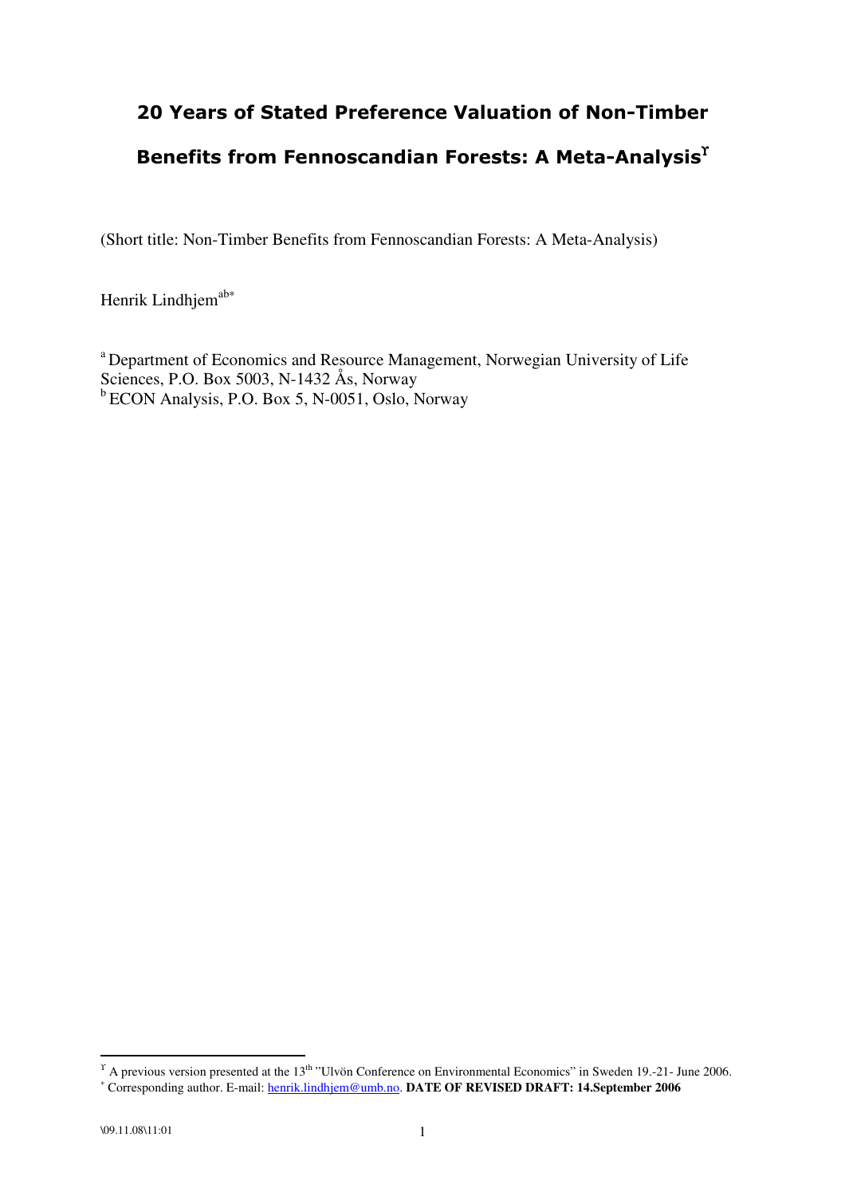# 20 Years of Stated Preference Valuation of Non-Timber Benefits from Fennoscandian Forests: A Meta-Analysis[ϒ]

(Short title: Non-Timber Benefits from Fennoscandian Forests: A Meta-Analysis)

Henrik Lindhjem[ab*]

[a] Department of Economics and Resource Management, Norwegian University of Life Sciences, P.O. Box 5003, N-1432 Ås, Norway
[b] ECON Analysis, P.O. Box 5, N-0051, Oslo, Norway

---

[ϒ] A previous version presented at the 13th "Ulvön Conference on Environmental Economics" in Sweden 19.-21- June 2006.

[*] Corresponding author. E-mail: henrik.lindhjem@umb.no. **DATE OF REVISED DRAFT: 14.September 2006**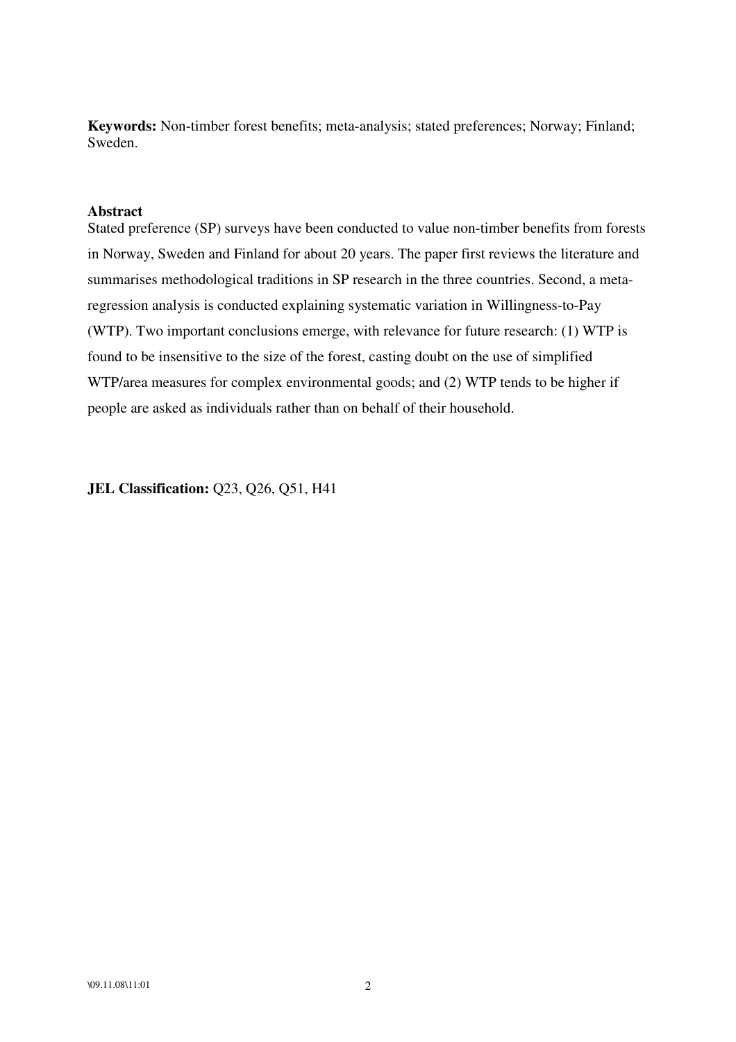**Keywords:** Non-timber forest benefits; meta-analysis; stated preferences; Norway; Finland; Sweden.

**Abstract**

Stated preference (SP) surveys have been conducted to value non-timber benefits from forests in Norway, Sweden and Finland for about 20 years. The paper first reviews the literature and summarises methodological traditions in SP research in the three countries. Second, a meta-regression analysis is conducted explaining systematic variation in Willingness-to-Pay (WTP). Two important conclusions emerge, with relevance for future research: (1) WTP is found to be insensitive to the size of the forest, casting doubt on the use of simplified WTP/area measures for complex environmental goods; and (2) WTP tends to be higher if people are asked as individuals rather than on behalf of their household.

**JEL Classification:** Q23, Q26, Q51, H41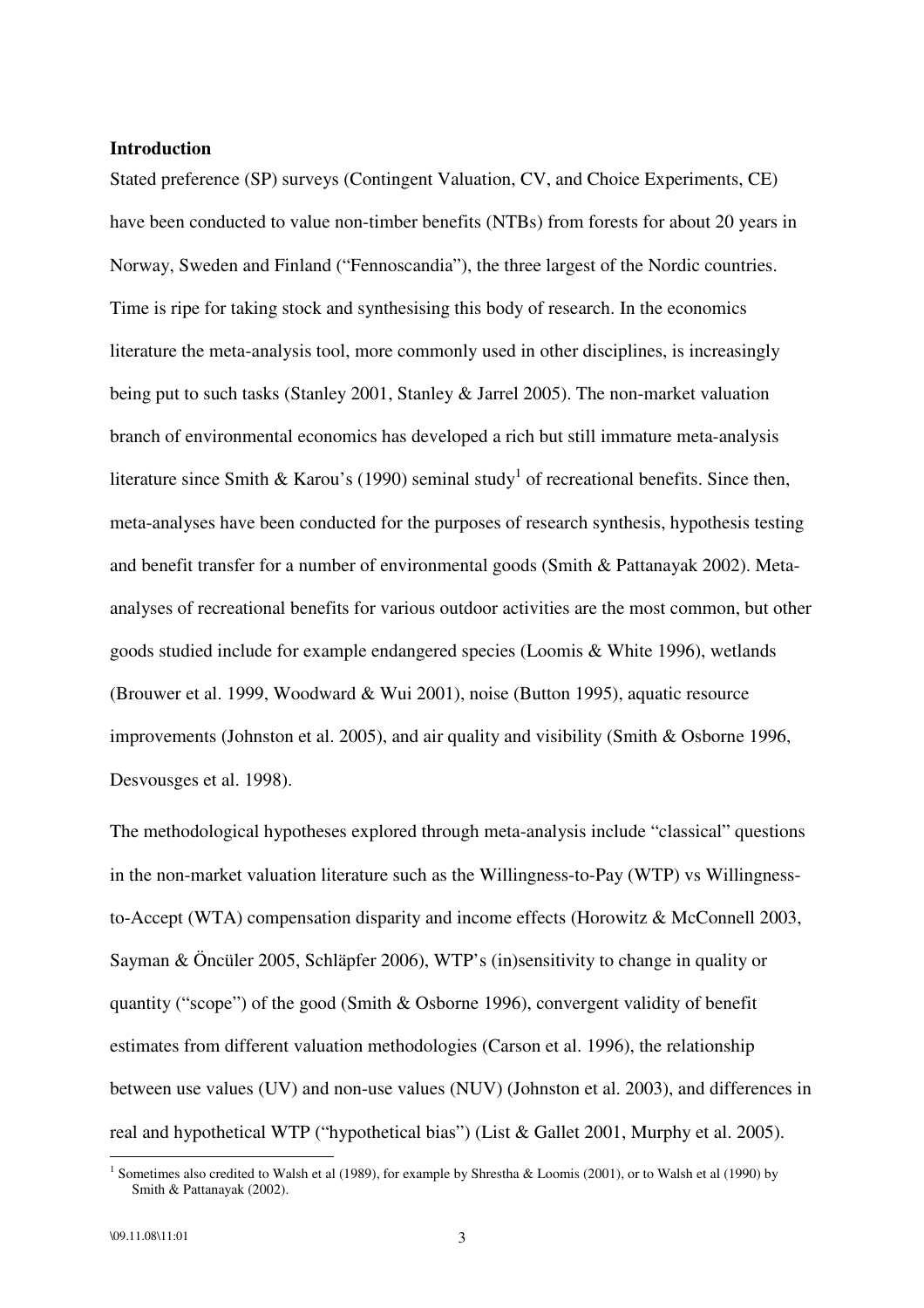## Introduction

Stated preference (SP) surveys (Contingent Valuation, CV, and Choice Experiments, CE) have been conducted to value non-timber benefits (NTBs) from forests for about 20 years in Norway, Sweden and Finland ("Fennoscandia"), the three largest of the Nordic countries. Time is ripe for taking stock and synthesising this body of research. In the economics literature the meta-analysis tool, more commonly used in other disciplines, is increasingly being put to such tasks (Stanley 2001, Stanley & Jarrel 2005). The non-market valuation branch of environmental economics has developed a rich but still immature meta-analysis literature since Smith & Karou's (1990) seminal study[1] of recreational benefits. Since then, meta-analyses have been conducted for the purposes of research synthesis, hypothesis testing and benefit transfer for a number of environmental goods (Smith & Pattanayak 2002). Meta-analyses of recreational benefits for various outdoor activities are the most common, but other goods studied include for example endangered species (Loomis & White 1996), wetlands (Brouwer et al. 1999, Woodward & Wui 2001), noise (Button 1995), aquatic resource improvements (Johnston et al. 2005), and air quality and visibility (Smith & Osborne 1996, Desvousges et al. 1998).

The methodological hypotheses explored through meta-analysis include "classical" questions in the non-market valuation literature such as the Willingness-to-Pay (WTP) vs Willingness-to-Accept (WTA) compensation disparity and income effects (Horowitz & McConnell 2003, Sayman & Öncüler 2005, Schläpfer 2006), WTP's (in)sensitivity to change in quality or quantity ("scope") of the good (Smith & Osborne 1996), convergent validity of benefit estimates from different valuation methodologies (Carson et al. 1996), the relationship between use values (UV) and non-use values (NUV) (Johnston et al. 2003), and differences in real and hypothetical WTP ("hypothetical bias") (List & Gallet 2001, Murphy et al. 2005).

[1] Sometimes also credited to Walsh et al (1989), for example by Shrestha & Loomis (2001), or to Walsh et al (1990) by Smith & Pattanayak (2002).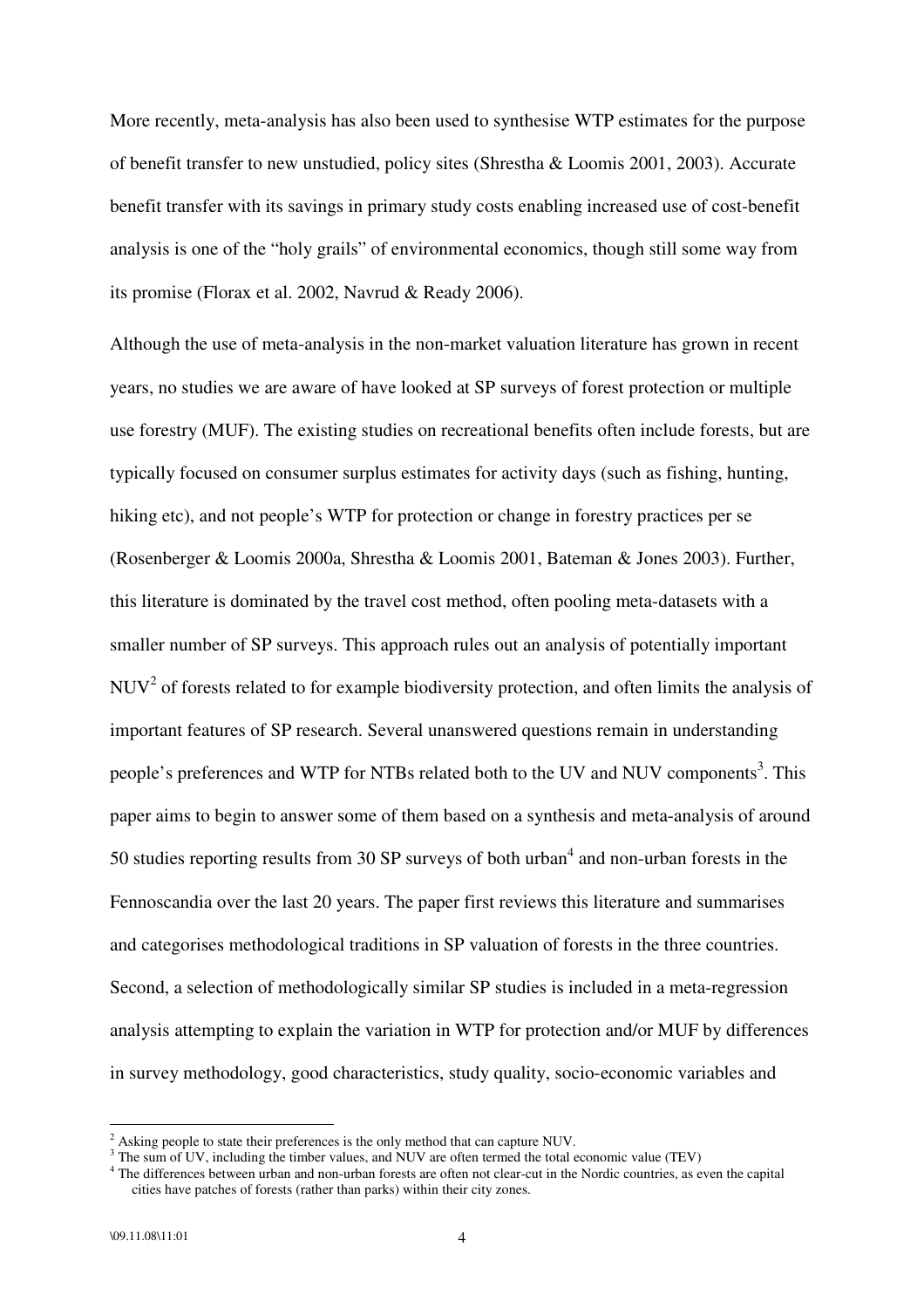More recently, meta-analysis has also been used to synthesise WTP estimates for the purpose of benefit transfer to new unstudied, policy sites (Shrestha & Loomis 2001, 2003). Accurate benefit transfer with its savings in primary study costs enabling increased use of cost-benefit analysis is one of the "holy grails" of environmental economics, though still some way from its promise (Florax et al. 2002, Navrud & Ready 2006).

Although the use of meta-analysis in the non-market valuation literature has grown in recent years, no studies we are aware of have looked at SP surveys of forest protection or multiple use forestry (MUF). The existing studies on recreational benefits often include forests, but are typically focused on consumer surplus estimates for activity days (such as fishing, hunting, hiking etc), and not people's WTP for protection or change in forestry practices per se (Rosenberger & Loomis 2000a, Shrestha & Loomis 2001, Bateman & Jones 2003). Further, this literature is dominated by the travel cost method, often pooling meta-datasets with a smaller number of SP surveys. This approach rules out an analysis of potentially important NUV[2] of forests related to for example biodiversity protection, and often limits the analysis of important features of SP research. Several unanswered questions remain in understanding people's preferences and WTP for NTBs related both to the UV and NUV components[3]. This paper aims to begin to answer some of them based on a synthesis and meta-analysis of around 50 studies reporting results from 30 SP surveys of both urban[4] and non-urban forests in the Fennoscandia over the last 20 years. The paper first reviews this literature and summarises and categorises methodological traditions in SP valuation of forests in the three countries. Second, a selection of methodologically similar SP studies is included in a meta-regression analysis attempting to explain the variation in WTP for protection and/or MUF by differences in survey methodology, good characteristics, study quality, socio-economic variables and

---

[2] Asking people to state their preferences is the only method that can capture NUV.

[3] The sum of UV, including the timber values, and NUV are often termed the total economic value (TEV)

[4] The differences between urban and non-urban forests are often not clear-cut in the Nordic countries, as even the capital cities have patches of forests (rather than parks) within their city zones.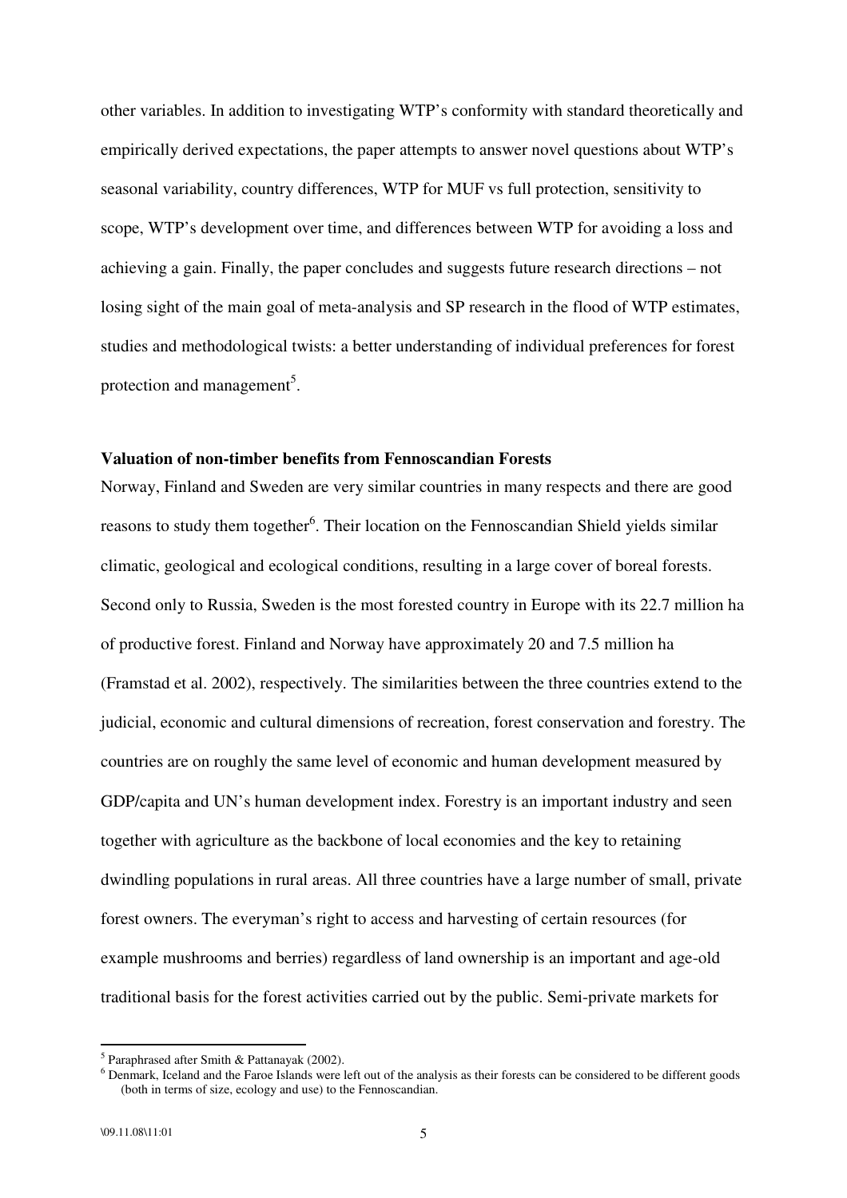other variables. In addition to investigating WTP's conformity with standard theoretically and empirically derived expectations, the paper attempts to answer novel questions about WTP's seasonal variability, country differences, WTP for MUF vs full protection, sensitivity to scope, WTP's development over time, and differences between WTP for avoiding a loss and achieving a gain. Finally, the paper concludes and suggests future research directions – not losing sight of the main goal of meta-analysis and SP research in the flood of WTP estimates, studies and methodological twists: a better understanding of individual preferences for forest protection and management[5].

**Valuation of non-timber benefits from Fennoscandian Forests**

Norway, Finland and Sweden are very similar countries in many respects and there are good reasons to study them together[6]. Their location on the Fennoscandian Shield yields similar climatic, geological and ecological conditions, resulting in a large cover of boreal forests. Second only to Russia, Sweden is the most forested country in Europe with its 22.7 million ha of productive forest. Finland and Norway have approximately 20 and 7.5 million ha (Framstad et al. 2002), respectively. The similarities between the three countries extend to the judicial, economic and cultural dimensions of recreation, forest conservation and forestry. The countries are on roughly the same level of economic and human development measured by GDP/capita and UN's human development index. Forestry is an important industry and seen together with agriculture as the backbone of local economies and the key to retaining dwindling populations in rural areas. All three countries have a large number of small, private forest owners. The everyman's right to access and harvesting of certain resources (for example mushrooms and berries) regardless of land ownership is an important and age-old traditional basis for the forest activities carried out by the public. Semi-private markets for

[5] Paraphrased after Smith & Pattanayak (2002).

[6] Denmark, Iceland and the Faroe Islands were left out of the analysis as their forests can be considered to be different goods (both in terms of size, ecology and use) to the Fennoscandian.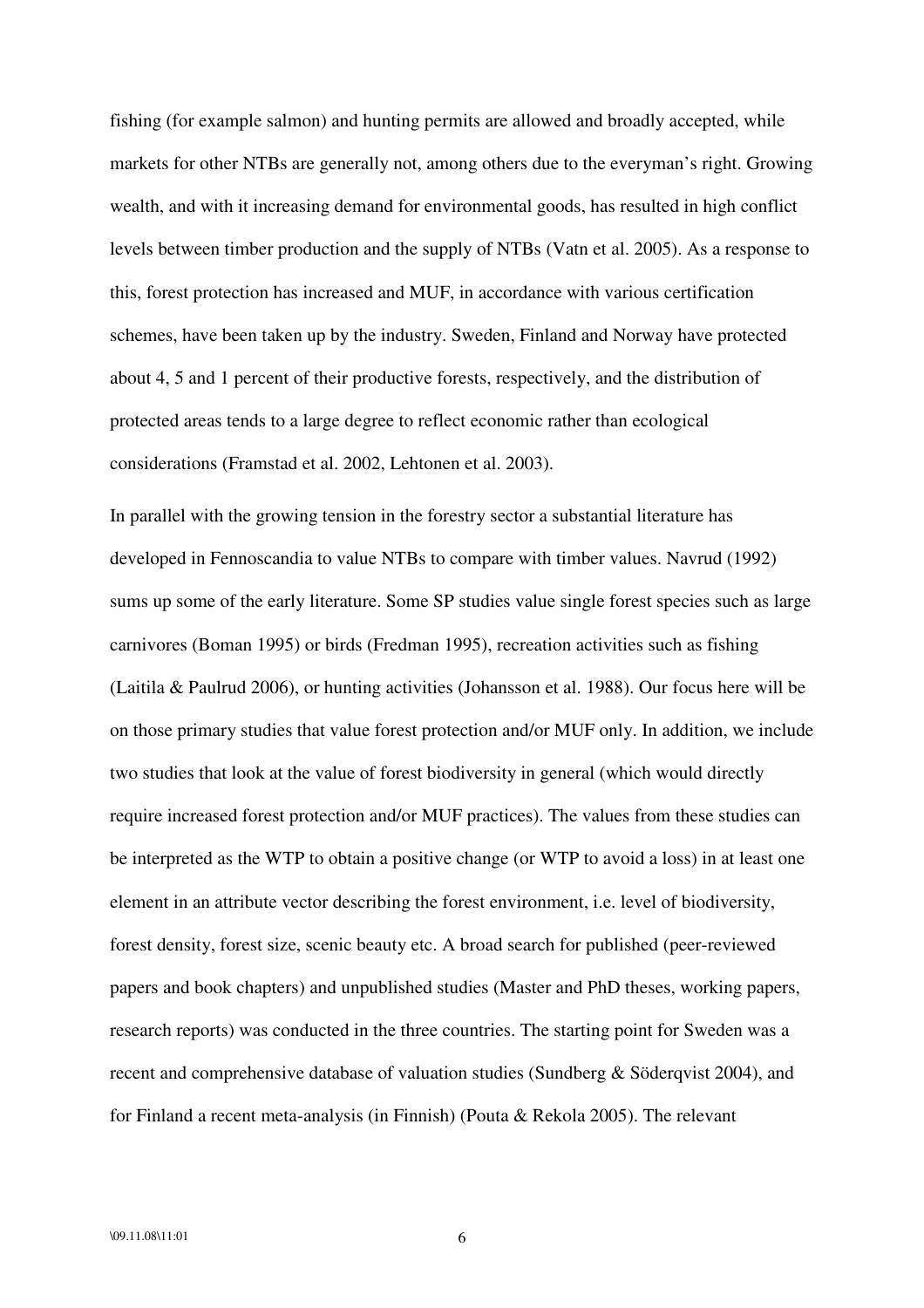fishing (for example salmon) and hunting permits are allowed and broadly accepted, while markets for other NTBs are generally not, among others due to the everyman's right. Growing wealth, and with it increasing demand for environmental goods, has resulted in high conflict levels between timber production and the supply of NTBs (Vatn et al. 2005). As a response to this, forest protection has increased and MUF, in accordance with various certification schemes, have been taken up by the industry. Sweden, Finland and Norway have protected about 4, 5 and 1 percent of their productive forests, respectively, and the distribution of protected areas tends to a large degree to reflect economic rather than ecological considerations (Framstad et al. 2002, Lehtonen et al. 2003).

In parallel with the growing tension in the forestry sector a substantial literature has developed in Fennoscandia to value NTBs to compare with timber values. Navrud (1992) sums up some of the early literature. Some SP studies value single forest species such as large carnivores (Boman 1995) or birds (Fredman 1995), recreation activities such as fishing (Laitila & Paulrud 2006), or hunting activities (Johansson et al. 1988). Our focus here will be on those primary studies that value forest protection and/or MUF only. In addition, we include two studies that look at the value of forest biodiversity in general (which would directly require increased forest protection and/or MUF practices). The values from these studies can be interpreted as the WTP to obtain a positive change (or WTP to avoid a loss) in at least one element in an attribute vector describing the forest environment, i.e. level of biodiversity, forest density, forest size, scenic beauty etc. A broad search for published (peer-reviewed papers and book chapters) and unpublished studies (Master and PhD theses, working papers, research reports) was conducted in the three countries. The starting point for Sweden was a recent and comprehensive database of valuation studies (Sundberg & Söderqvist 2004), and for Finland a recent meta-analysis (in Finnish) (Pouta & Rekola 2005). The relevant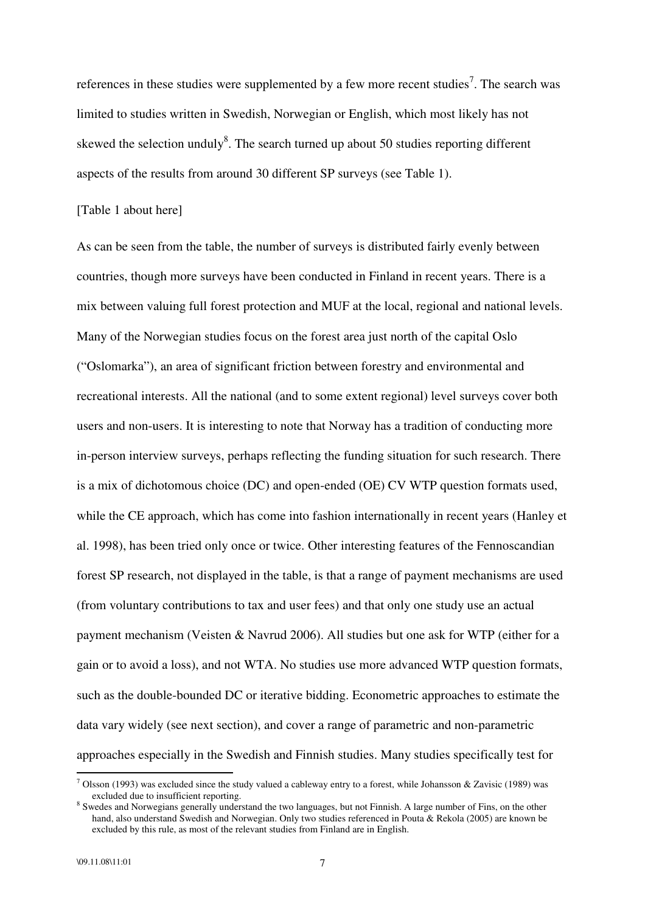references in these studies were supplemented by a few more recent studies[7]. The search was limited to studies written in Swedish, Norwegian or English, which most likely has not skewed the selection unduly[8]. The search turned up about 50 studies reporting different aspects of the results from around 30 different SP surveys (see Table 1).

[Table 1 about here]

As can be seen from the table, the number of surveys is distributed fairly evenly between countries, though more surveys have been conducted in Finland in recent years. There is a mix between valuing full forest protection and MUF at the local, regional and national levels. Many of the Norwegian studies focus on the forest area just north of the capital Oslo ("Oslomarka"), an area of significant friction between forestry and environmental and recreational interests. All the national (and to some extent regional) level surveys cover both users and non-users. It is interesting to note that Norway has a tradition of conducting more in-person interview surveys, perhaps reflecting the funding situation for such research. There is a mix of dichotomous choice (DC) and open-ended (OE) CV WTP question formats used, while the CE approach, which has come into fashion internationally in recent years (Hanley et al. 1998), has been tried only once or twice. Other interesting features of the Fennoscandian forest SP research, not displayed in the table, is that a range of payment mechanisms are used (from voluntary contributions to tax and user fees) and that only one study use an actual payment mechanism (Veisten & Navrud 2006). All studies but one ask for WTP (either for a gain or to avoid a loss), and not WTA. No studies use more advanced WTP question formats, such as the double-bounded DC or iterative bidding. Econometric approaches to estimate the data vary widely (see next section), and cover a range of parametric and non-parametric approaches especially in the Swedish and Finnish studies. Many studies specifically test for

---

[7] Olsson (1993) was excluded since the study valued a cableway entry to a forest, while Johansson & Zavisic (1989) was excluded due to insufficient reporting.

[8] Swedes and Norwegians generally understand the two languages, but not Finnish. A large number of Fins, on the other hand, also understand Swedish and Norwegian. Only two studies referenced in Pouta & Rekola (2005) are known be excluded by this rule, as most of the relevant studies from Finland are in English.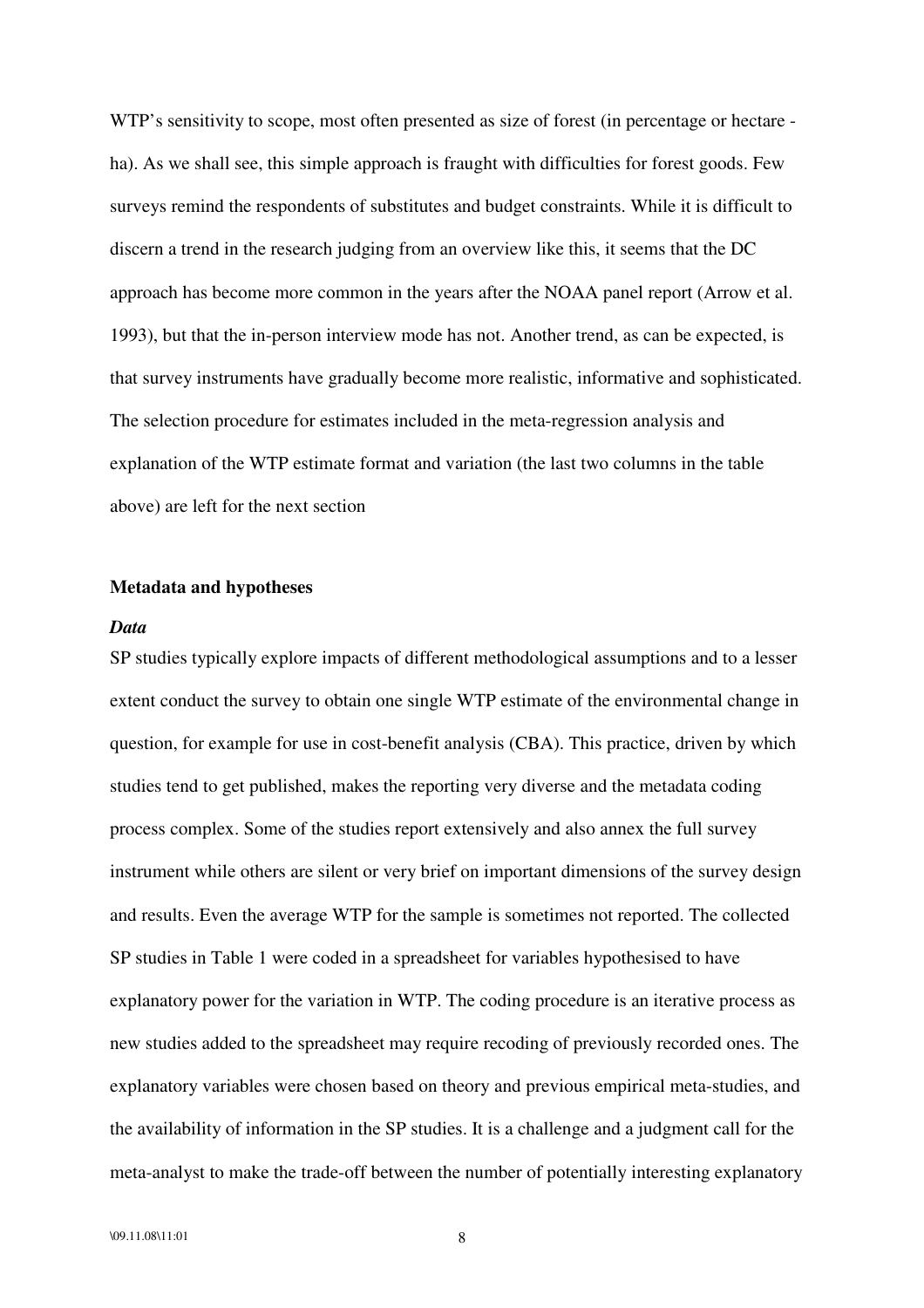WTP's sensitivity to scope, most often presented as size of forest (in percentage or hectare - ha). As we shall see, this simple approach is fraught with difficulties for forest goods. Few surveys remind the respondents of substitutes and budget constraints. While it is difficult to discern a trend in the research judging from an overview like this, it seems that the DC approach has become more common in the years after the NOAA panel report (Arrow et al. 1993), but that the in-person interview mode has not. Another trend, as can be expected, is that survey instruments have gradually become more realistic, informative and sophisticated. The selection procedure for estimates included in the meta-regression analysis and explanation of the WTP estimate format and variation (the last two columns in the table above) are left for the next section

## Metadata and hypotheses

### *Data*

SP studies typically explore impacts of different methodological assumptions and to a lesser extent conduct the survey to obtain one single WTP estimate of the environmental change in question, for example for use in cost-benefit analysis (CBA). This practice, driven by which studies tend to get published, makes the reporting very diverse and the metadata coding process complex. Some of the studies report extensively and also annex the full survey instrument while others are silent or very brief on important dimensions of the survey design and results. Even the average WTP for the sample is sometimes not reported. The collected SP studies in Table 1 were coded in a spreadsheet for variables hypothesised to have explanatory power for the variation in WTP. The coding procedure is an iterative process as new studies added to the spreadsheet may require recoding of previously recorded ones. The explanatory variables were chosen based on theory and previous empirical meta-studies, and the availability of information in the SP studies. It is a challenge and a judgment call for the meta-analyst to make the trade-off between the number of potentially interesting explanatory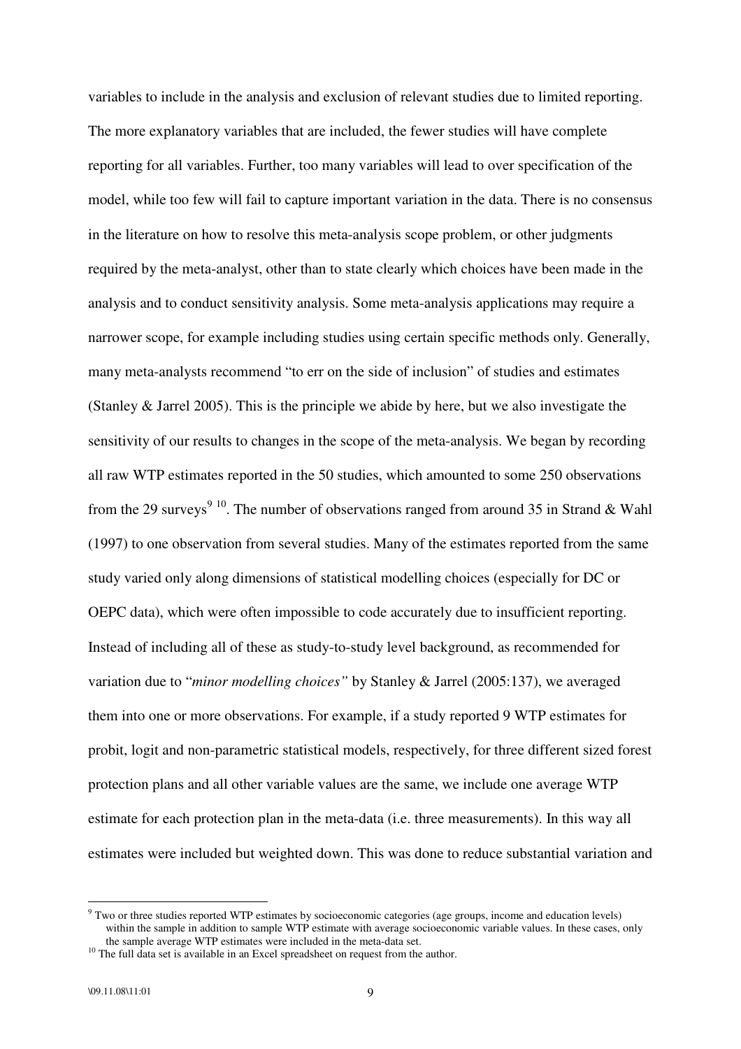variables to include in the analysis and exclusion of relevant studies due to limited reporting. The more explanatory variables that are included, the fewer studies will have complete reporting for all variables. Further, too many variables will lead to over specification of the model, while too few will fail to capture important variation in the data. There is no consensus in the literature on how to resolve this meta-analysis scope problem, or other judgments required by the meta-analyst, other than to state clearly which choices have been made in the analysis and to conduct sensitivity analysis. Some meta-analysis applications may require a narrower scope, for example including studies using certain specific methods only. Generally, many meta-analysts recommend "to err on the side of inclusion" of studies and estimates (Stanley & Jarrel 2005). This is the principle we abide by here, but we also investigate the sensitivity of our results to changes in the scope of the meta-analysis. We began by recording all raw WTP estimates reported in the 50 studies, which amounted to some 250 observations from the 29 surveys[9] [10]. The number of observations ranged from around 35 in Strand & Wahl (1997) to one observation from several studies. Many of the estimates reported from the same study varied only along dimensions of statistical modelling choices (especially for DC or OEPC data), which were often impossible to code accurately due to insufficient reporting. Instead of including all of these as study-to-study level background, as recommended for variation due to "*minor modelling choices"* by Stanley & Jarrel (2005:137), we averaged them into one or more observations. For example, if a study reported 9 WTP estimates for probit, logit and non-parametric statistical models, respectively, for three different sized forest protection plans and all other variable values are the same, we include one average WTP estimate for each protection plan in the meta-data (i.e. three measurements). In this way all estimates were included but weighted down. This was done to reduce substantial variation and

[9] Two or three studies reported WTP estimates by socioeconomic categories (age groups, income and education levels) within the sample in addition to sample WTP estimate with average socioeconomic variable values. In these cases, only the sample average WTP estimates were included in the meta-data set.

[10] The full data set is available in an Excel spreadsheet on request from the author.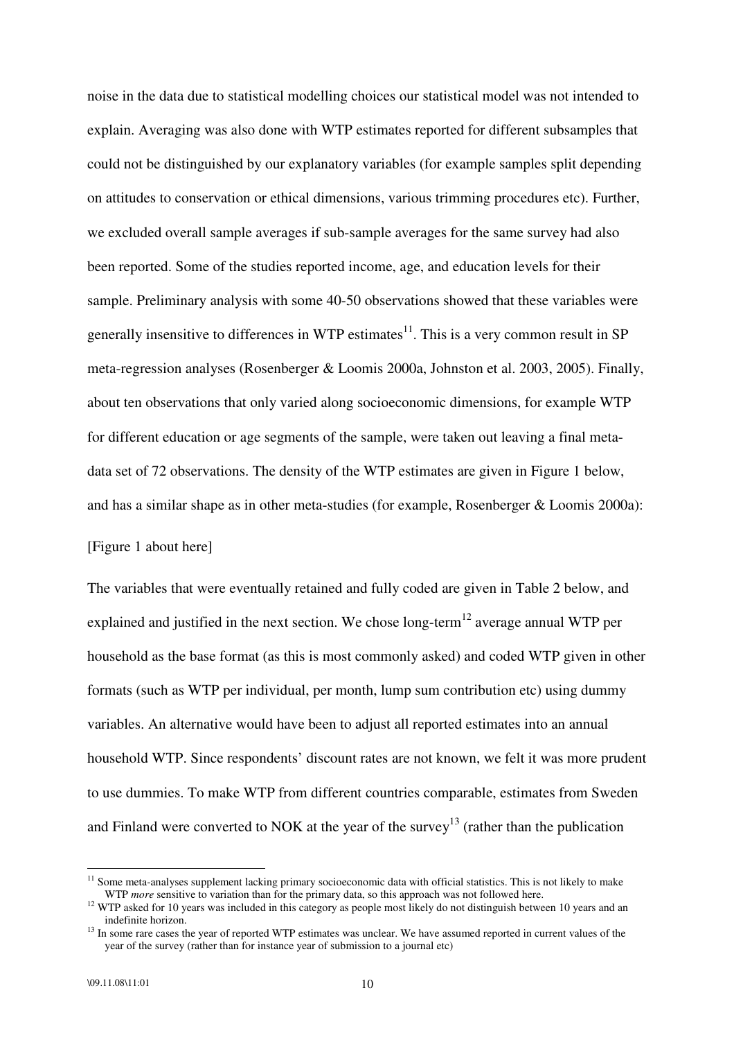noise in the data due to statistical modelling choices our statistical model was not intended to explain. Averaging was also done with WTP estimates reported for different subsamples that could not be distinguished by our explanatory variables (for example samples split depending on attitudes to conservation or ethical dimensions, various trimming procedures etc). Further, we excluded overall sample averages if sub-sample averages for the same survey had also been reported. Some of the studies reported income, age, and education levels for their sample. Preliminary analysis with some 40-50 observations showed that these variables were generally insensitive to differences in WTP estimates[11]. This is a very common result in SP meta-regression analyses (Rosenberger & Loomis 2000a, Johnston et al. 2003, 2005). Finally, about ten observations that only varied along socioeconomic dimensions, for example WTP for different education or age segments of the sample, were taken out leaving a final meta-data set of 72 observations. The density of the WTP estimates are given in Figure 1 below, and has a similar shape as in other meta-studies (for example, Rosenberger & Loomis 2000a):

[Figure 1 about here]

The variables that were eventually retained and fully coded are given in Table 2 below, and explained and justified in the next section. We chose long-term[12] average annual WTP per household as the base format (as this is most commonly asked) and coded WTP given in other formats (such as WTP per individual, per month, lump sum contribution etc) using dummy variables. An alternative would have been to adjust all reported estimates into an annual household WTP. Since respondents' discount rates are not known, we felt it was more prudent to use dummies. To make WTP from different countries comparable, estimates from Sweden and Finland were converted to NOK at the year of the survey[13] (rather than the publication

---

[11] Some meta-analyses supplement lacking primary socioeconomic data with official statistics. This is not likely to make WTP *more* sensitive to variation than for the primary data, so this approach was not followed here.

[12] WTP asked for 10 years was included in this category as people most likely do not distinguish between 10 years and an indefinite horizon.

[13] In some rare cases the year of reported WTP estimates was unclear. We have assumed reported in current values of the year of the survey (rather than for instance year of submission to a journal etc)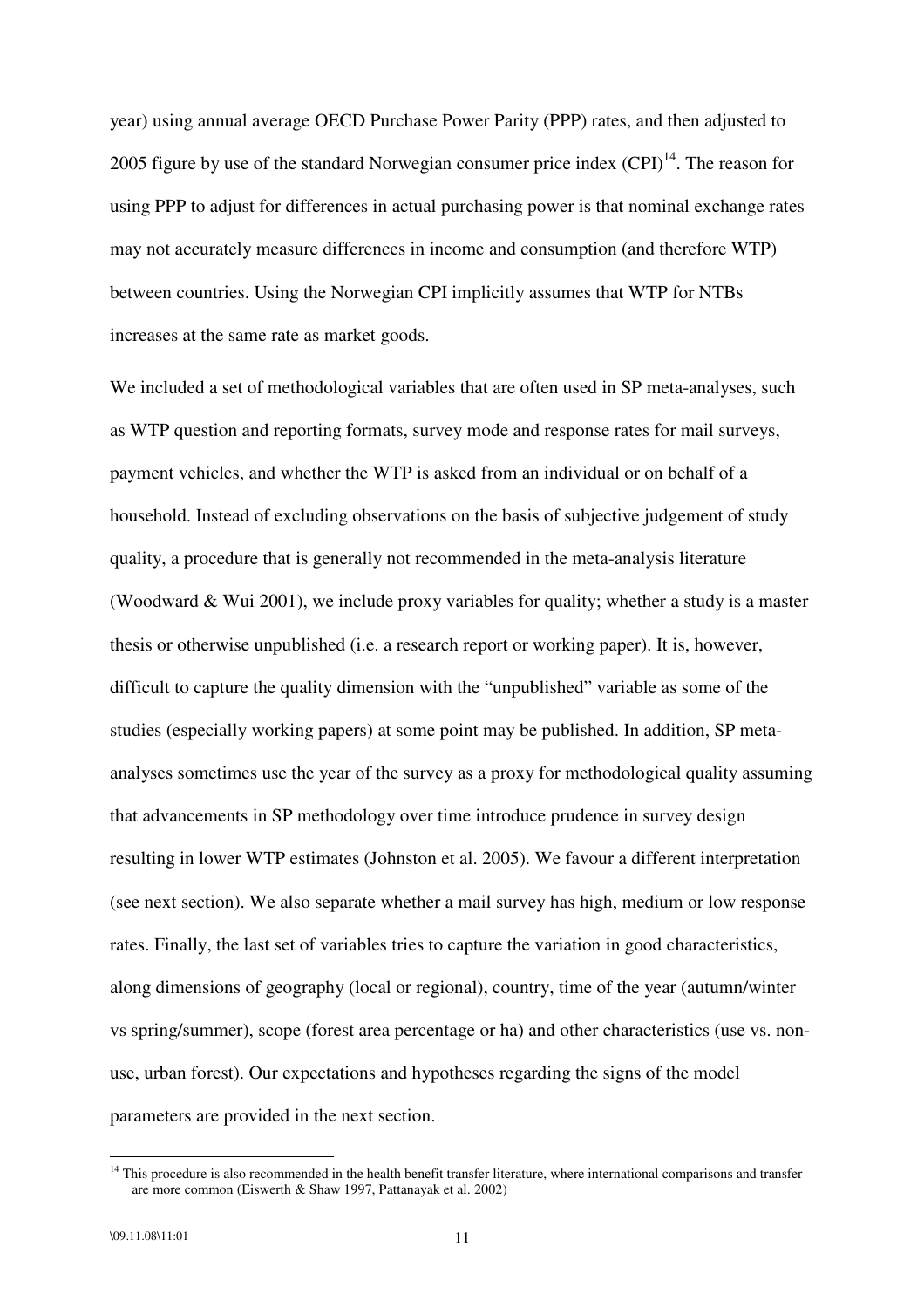year) using annual average OECD Purchase Power Parity (PPP) rates, and then adjusted to 2005 figure by use of the standard Norwegian consumer price index (CPI)[14]. The reason for using PPP to adjust for differences in actual purchasing power is that nominal exchange rates may not accurately measure differences in income and consumption (and therefore WTP) between countries. Using the Norwegian CPI implicitly assumes that WTP for NTBs increases at the same rate as market goods.

We included a set of methodological variables that are often used in SP meta-analyses, such as WTP question and reporting formats, survey mode and response rates for mail surveys, payment vehicles, and whether the WTP is asked from an individual or on behalf of a household. Instead of excluding observations on the basis of subjective judgement of study quality, a procedure that is generally not recommended in the meta-analysis literature (Woodward & Wui 2001), we include proxy variables for quality; whether a study is a master thesis or otherwise unpublished (i.e. a research report or working paper). It is, however, difficult to capture the quality dimension with the "unpublished" variable as some of the studies (especially working papers) at some point may be published. In addition, SP meta-analyses sometimes use the year of the survey as a proxy for methodological quality assuming that advancements in SP methodology over time introduce prudence in survey design resulting in lower WTP estimates (Johnston et al. 2005). We favour a different interpretation (see next section). We also separate whether a mail survey has high, medium or low response rates. Finally, the last set of variables tries to capture the variation in good characteristics, along dimensions of geography (local or regional), country, time of the year (autumn/winter vs spring/summer), scope (forest area percentage or ha) and other characteristics (use vs. non-use, urban forest). Our expectations and hypotheses regarding the signs of the model parameters are provided in the next section.

[14] This procedure is also recommended in the health benefit transfer literature, where international comparisons and transfer are more common (Eiswerth & Shaw 1997, Pattanayak et al. 2002)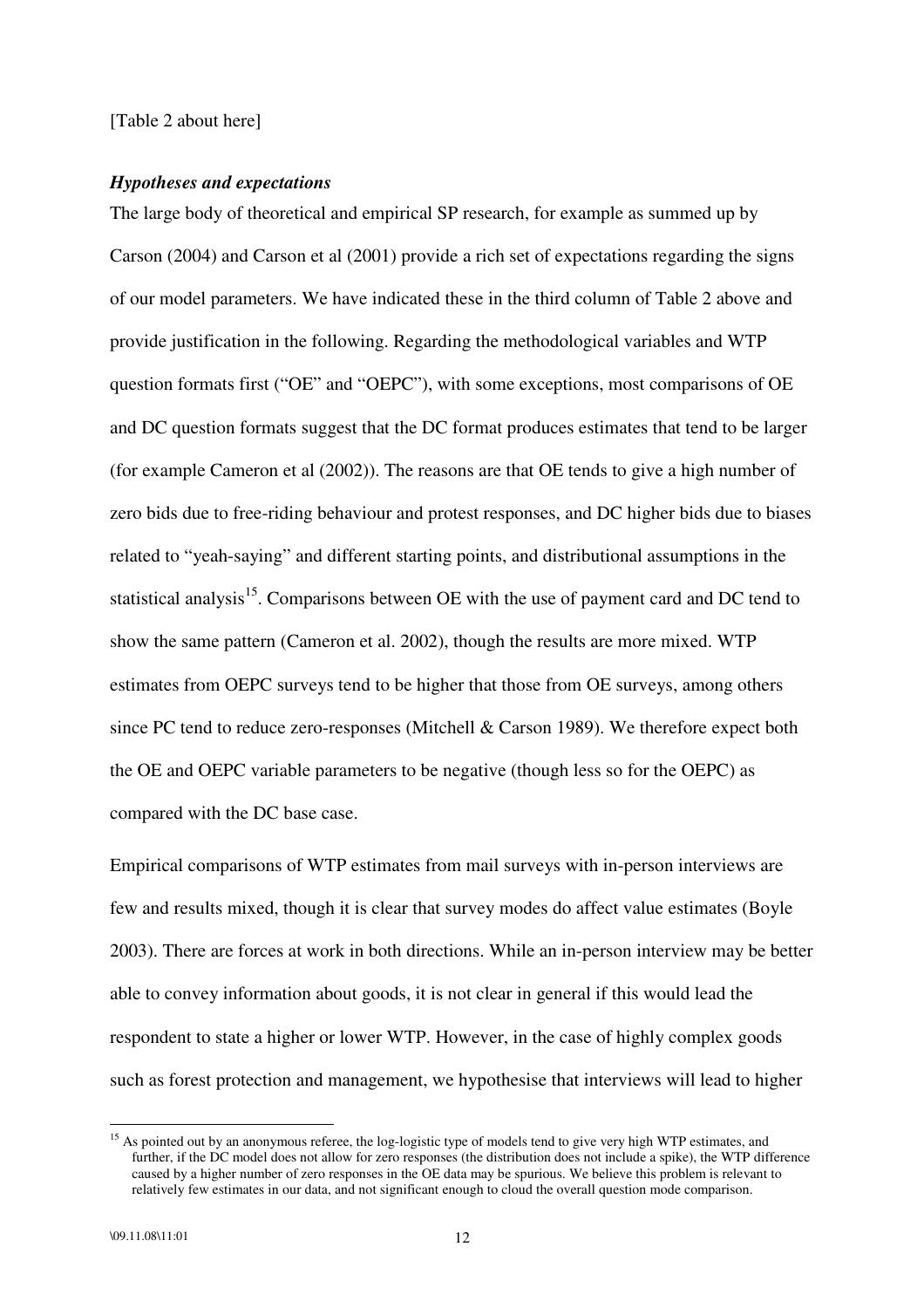[Table 2 about here]

***Hypotheses and expectations***

The large body of theoretical and empirical SP research, for example as summed up by Carson (2004) and Carson et al (2001) provide a rich set of expectations regarding the signs of our model parameters. We have indicated these in the third column of Table 2 above and provide justification in the following. Regarding the methodological variables and WTP question formats first ("OE" and "OEPC"), with some exceptions, most comparisons of OE and DC question formats suggest that the DC format produces estimates that tend to be larger (for example Cameron et al (2002)). The reasons are that OE tends to give a high number of zero bids due to free-riding behaviour and protest responses, and DC higher bids due to biases related to "yeah-saying" and different starting points, and distributional assumptions in the statistical analysis[15]. Comparisons between OE with the use of payment card and DC tend to show the same pattern (Cameron et al. 2002), though the results are more mixed. WTP estimates from OEPC surveys tend to be higher that those from OE surveys, among others since PC tend to reduce zero-responses (Mitchell & Carson 1989). We therefore expect both the OE and OEPC variable parameters to be negative (though less so for the OEPC) as compared with the DC base case.

Empirical comparisons of WTP estimates from mail surveys with in-person interviews are few and results mixed, though it is clear that survey modes do affect value estimates (Boyle 2003). There are forces at work in both directions. While an in-person interview may be better able to convey information about goods, it is not clear in general if this would lead the respondent to state a higher or lower WTP. However, in the case of highly complex goods such as forest protection and management, we hypothesise that interviews will lead to higher

[15] As pointed out by an anonymous referee, the log-logistic type of models tend to give very high WTP estimates, and further, if the DC model does not allow for zero responses (the distribution does not include a spike), the WTP difference caused by a higher number of zero responses in the OE data may be spurious. We believe this problem is relevant to relatively few estimates in our data, and not significant enough to cloud the overall question mode comparison.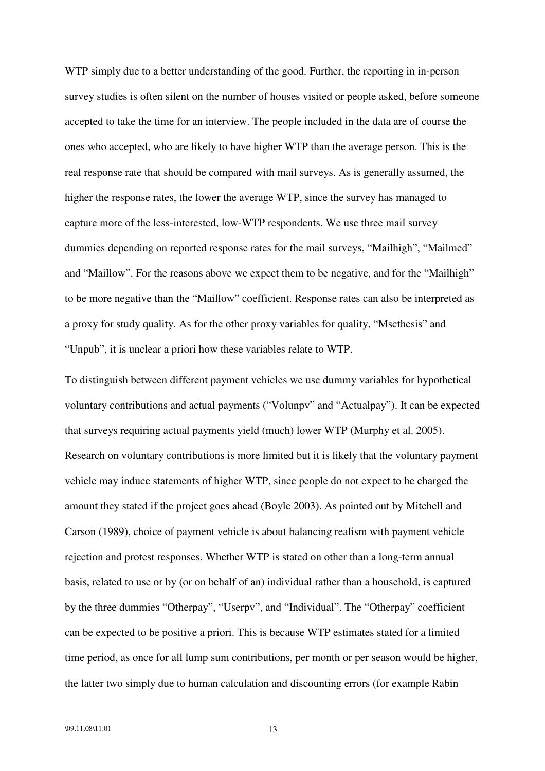WTP simply due to a better understanding of the good. Further, the reporting in in-person survey studies is often silent on the number of houses visited or people asked, before someone accepted to take the time for an interview. The people included in the data are of course the ones who accepted, who are likely to have higher WTP than the average person. This is the real response rate that should be compared with mail surveys. As is generally assumed, the higher the response rates, the lower the average WTP, since the survey has managed to capture more of the less-interested, low-WTP respondents. We use three mail survey dummies depending on reported response rates for the mail surveys, "Mailhigh", "Mailmed" and "Maillow". For the reasons above we expect them to be negative, and for the "Mailhigh" to be more negative than the "Maillow" coefficient. Response rates can also be interpreted as a proxy for study quality. As for the other proxy variables for quality, "Mscthesis" and "Unpub", it is unclear a priori how these variables relate to WTP.

To distinguish between different payment vehicles we use dummy variables for hypothetical voluntary contributions and actual payments ("Volunpv" and "Actualpay"). It can be expected that surveys requiring actual payments yield (much) lower WTP (Murphy et al. 2005). Research on voluntary contributions is more limited but it is likely that the voluntary payment vehicle may induce statements of higher WTP, since people do not expect to be charged the amount they stated if the project goes ahead (Boyle 2003). As pointed out by Mitchell and Carson (1989), choice of payment vehicle is about balancing realism with payment vehicle rejection and protest responses. Whether WTP is stated on other than a long-term annual basis, related to use or by (or on behalf of an) individual rather than a household, is captured by the three dummies "Otherpay", "Userpv", and "Individual". The "Otherpay" coefficient can be expected to be positive a priori. This is because WTP estimates stated for a limited time period, as once for all lump sum contributions, per month or per season would be higher, the latter two simply due to human calculation and discounting errors (for example Rabin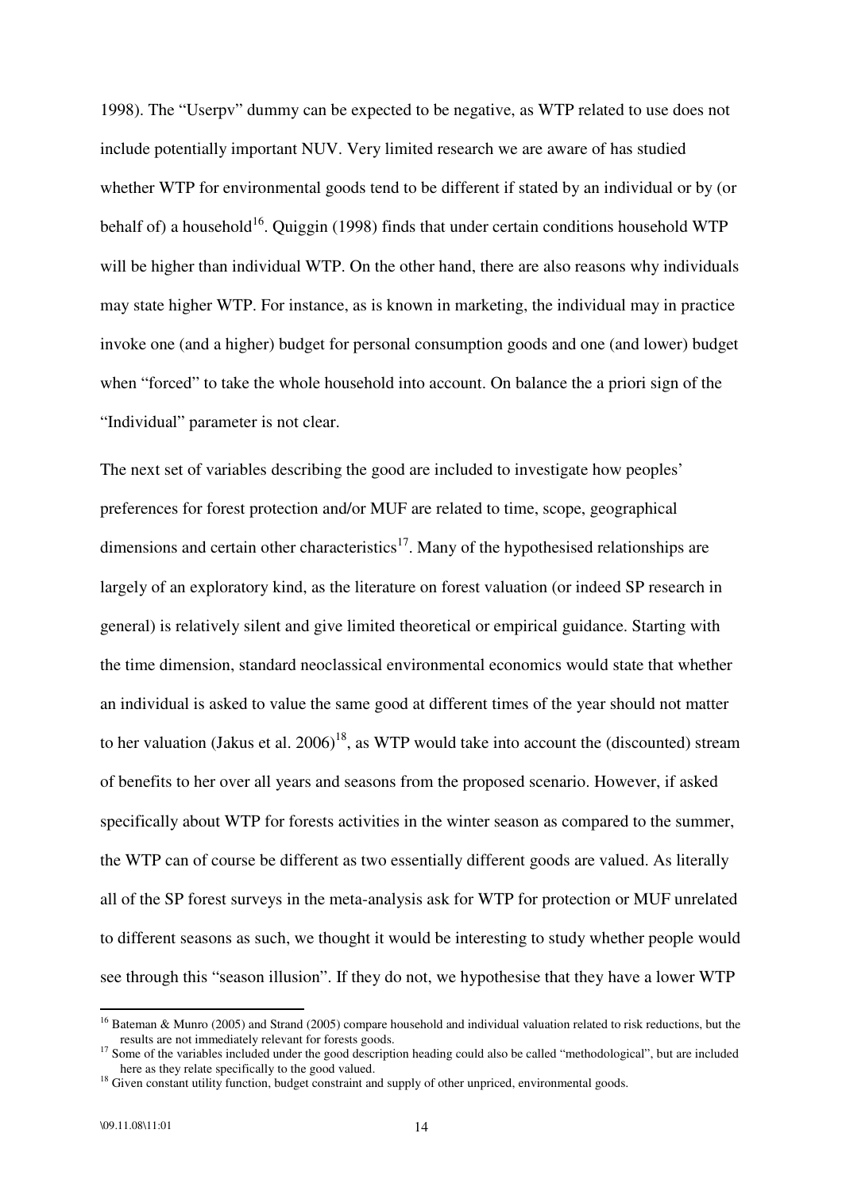1998). The "Userpv" dummy can be expected to be negative, as WTP related to use does not include potentially important NUV. Very limited research we are aware of has studied whether WTP for environmental goods tend to be different if stated by an individual or by (or behalf of) a household[16]. Quiggin (1998) finds that under certain conditions household WTP will be higher than individual WTP. On the other hand, there are also reasons why individuals may state higher WTP. For instance, as is known in marketing, the individual may in practice invoke one (and a higher) budget for personal consumption goods and one (and lower) budget when "forced" to take the whole household into account. On balance the a priori sign of the "Individual" parameter is not clear.

The next set of variables describing the good are included to investigate how peoples' preferences for forest protection and/or MUF are related to time, scope, geographical dimensions and certain other characteristics[17]. Many of the hypothesised relationships are largely of an exploratory kind, as the literature on forest valuation (or indeed SP research in general) is relatively silent and give limited theoretical or empirical guidance. Starting with the time dimension, standard neoclassical environmental economics would state that whether an individual is asked to value the same good at different times of the year should not matter to her valuation (Jakus et al. 2006)[18], as WTP would take into account the (discounted) stream of benefits to her over all years and seasons from the proposed scenario. However, if asked specifically about WTP for forests activities in the winter season as compared to the summer, the WTP can of course be different as two essentially different goods are valued. As literally all of the SP forest surveys in the meta-analysis ask for WTP for protection or MUF unrelated to different seasons as such, we thought it would be interesting to study whether people would see through this "season illusion". If they do not, we hypothesise that they have a lower WTP

---

[16] Bateman & Munro (2005) and Strand (2005) compare household and individual valuation related to risk reductions, but the results are not immediately relevant for forests goods.

[17] Some of the variables included under the good description heading could also be called "methodological", but are included here as they relate specifically to the good valued.

[18] Given constant utility function, budget constraint and supply of other unpriced, environmental goods.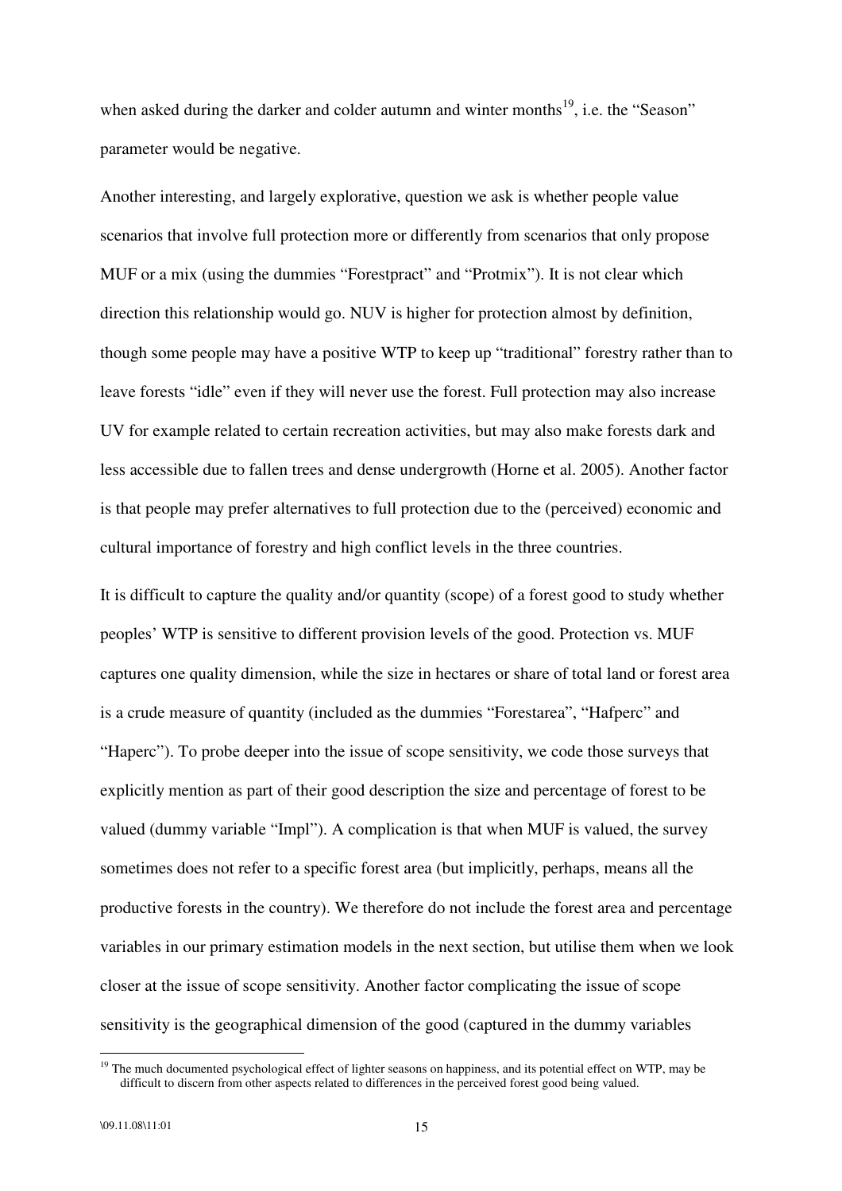when asked during the darker and colder autumn and winter months[19], i.e. the "Season" parameter would be negative.

Another interesting, and largely explorative, question we ask is whether people value scenarios that involve full protection more or differently from scenarios that only propose MUF or a mix (using the dummies "Forestpract" and "Protmix"). It is not clear which direction this relationship would go. NUV is higher for protection almost by definition, though some people may have a positive WTP to keep up "traditional" forestry rather than to leave forests "idle" even if they will never use the forest. Full protection may also increase UV for example related to certain recreation activities, but may also make forests dark and less accessible due to fallen trees and dense undergrowth (Horne et al. 2005). Another factor is that people may prefer alternatives to full protection due to the (perceived) economic and cultural importance of forestry and high conflict levels in the three countries.

It is difficult to capture the quality and/or quantity (scope) of a forest good to study whether peoples' WTP is sensitive to different provision levels of the good. Protection vs. MUF captures one quality dimension, while the size in hectares or share of total land or forest area is a crude measure of quantity (included as the dummies "Forestarea", "Hafperc" and "Haperc"). To probe deeper into the issue of scope sensitivity, we code those surveys that explicitly mention as part of their good description the size and percentage of forest to be valued (dummy variable "Impl"). A complication is that when MUF is valued, the survey sometimes does not refer to a specific forest area (but implicitly, perhaps, means all the productive forests in the country). We therefore do not include the forest area and percentage variables in our primary estimation models in the next section, but utilise them when we look closer at the issue of scope sensitivity. Another factor complicating the issue of scope sensitivity is the geographical dimension of the good (captured in the dummy variables

[19] The much documented psychological effect of lighter seasons on happiness, and its potential effect on WTP, may be difficult to discern from other aspects related to differences in the perceived forest good being valued.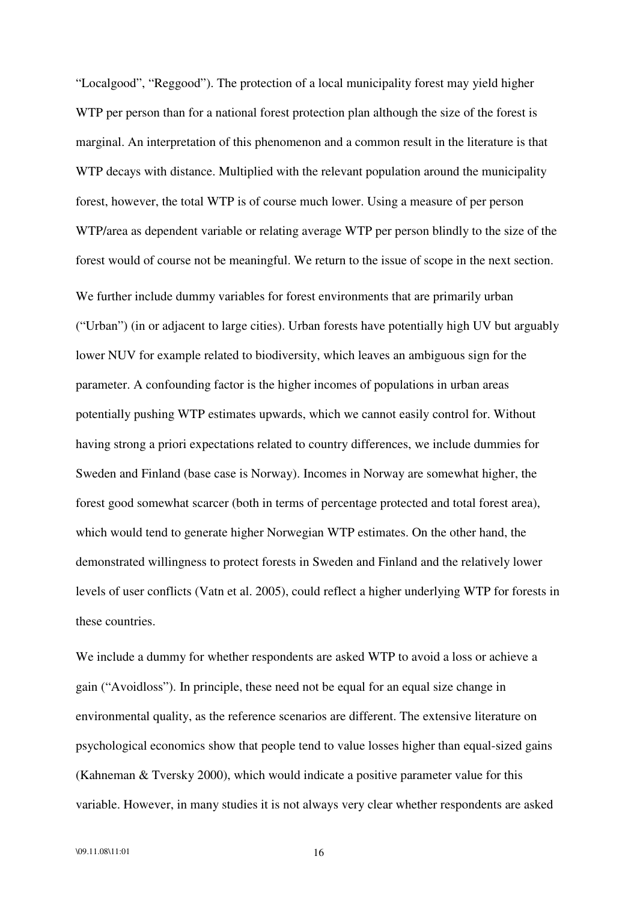"Localgood", "Reggood"). The protection of a local municipality forest may yield higher WTP per person than for a national forest protection plan although the size of the forest is marginal. An interpretation of this phenomenon and a common result in the literature is that WTP decays with distance. Multiplied with the relevant population around the municipality forest, however, the total WTP is of course much lower. Using a measure of per person WTP/area as dependent variable or relating average WTP per person blindly to the size of the forest would of course not be meaningful. We return to the issue of scope in the next section.

We further include dummy variables for forest environments that are primarily urban ("Urban") (in or adjacent to large cities). Urban forests have potentially high UV but arguably lower NUV for example related to biodiversity, which leaves an ambiguous sign for the parameter. A confounding factor is the higher incomes of populations in urban areas potentially pushing WTP estimates upwards, which we cannot easily control for. Without having strong a priori expectations related to country differences, we include dummies for Sweden and Finland (base case is Norway). Incomes in Norway are somewhat higher, the forest good somewhat scarcer (both in terms of percentage protected and total forest area), which would tend to generate higher Norwegian WTP estimates. On the other hand, the demonstrated willingness to protect forests in Sweden and Finland and the relatively lower levels of user conflicts (Vatn et al. 2005), could reflect a higher underlying WTP for forests in these countries.

We include a dummy for whether respondents are asked WTP to avoid a loss or achieve a gain ("Avoidloss"). In principle, these need not be equal for an equal size change in environmental quality, as the reference scenarios are different. The extensive literature on psychological economics show that people tend to value losses higher than equal-sized gains (Kahneman & Tversky 2000), which would indicate a positive parameter value for this variable. However, in many studies it is not always very clear whether respondents are asked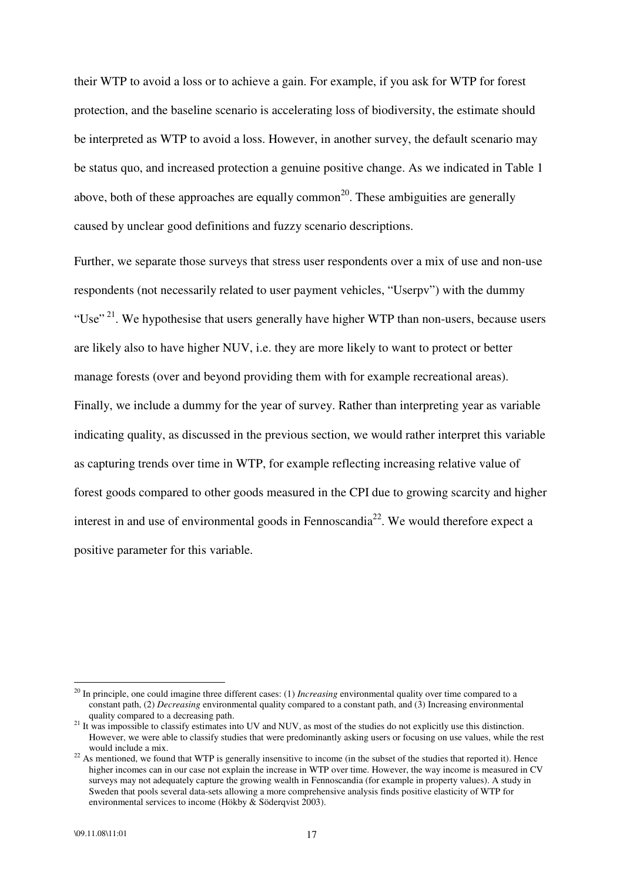their WTP to avoid a loss or to achieve a gain. For example, if you ask for WTP for forest protection, and the baseline scenario is accelerating loss of biodiversity, the estimate should be interpreted as WTP to avoid a loss. However, in another survey, the default scenario may be status quo, and increased protection a genuine positive change. As we indicated in Table 1 above, both of these approaches are equally common[20]. These ambiguities are generally caused by unclear good definitions and fuzzy scenario descriptions.

Further, we separate those surveys that stress user respondents over a mix of use and non-use respondents (not necessarily related to user payment vehicles, "Userpv") with the dummy "Use"[21]. We hypothesise that users generally have higher WTP than non-users, because users are likely also to have higher NUV, i.e. they are more likely to want to protect or better manage forests (over and beyond providing them with for example recreational areas). Finally, we include a dummy for the year of survey. Rather than interpreting year as variable indicating quality, as discussed in the previous section, we would rather interpret this variable as capturing trends over time in WTP, for example reflecting increasing relative value of forest goods compared to other goods measured in the CPI due to growing scarcity and higher interest in and use of environmental goods in Fennoscandia[22]. We would therefore expect a positive parameter for this variable.

---

[20] In principle, one could imagine three different cases: (1) *Increasing* environmental quality over time compared to a constant path, (2) *Decreasing* environmental quality compared to a constant path, and (3) Increasing environmental quality compared to a decreasing path.

[21] It was impossible to classify estimates into UV and NUV, as most of the studies do not explicitly use this distinction. However, we were able to classify studies that were predominantly asking users or focusing on use values, while the rest would include a mix.

[22] As mentioned, we found that WTP is generally insensitive to income (in the subset of the studies that reported it). Hence higher incomes can in our case not explain the increase in WTP over time. However, the way income is measured in CV surveys may not adequately capture the growing wealth in Fennoscandia (for example in property values). A study in Sweden that pools several data-sets allowing a more comprehensive analysis finds positive elasticity of WTP for environmental services to income (Hökby & Söderqvist 2003).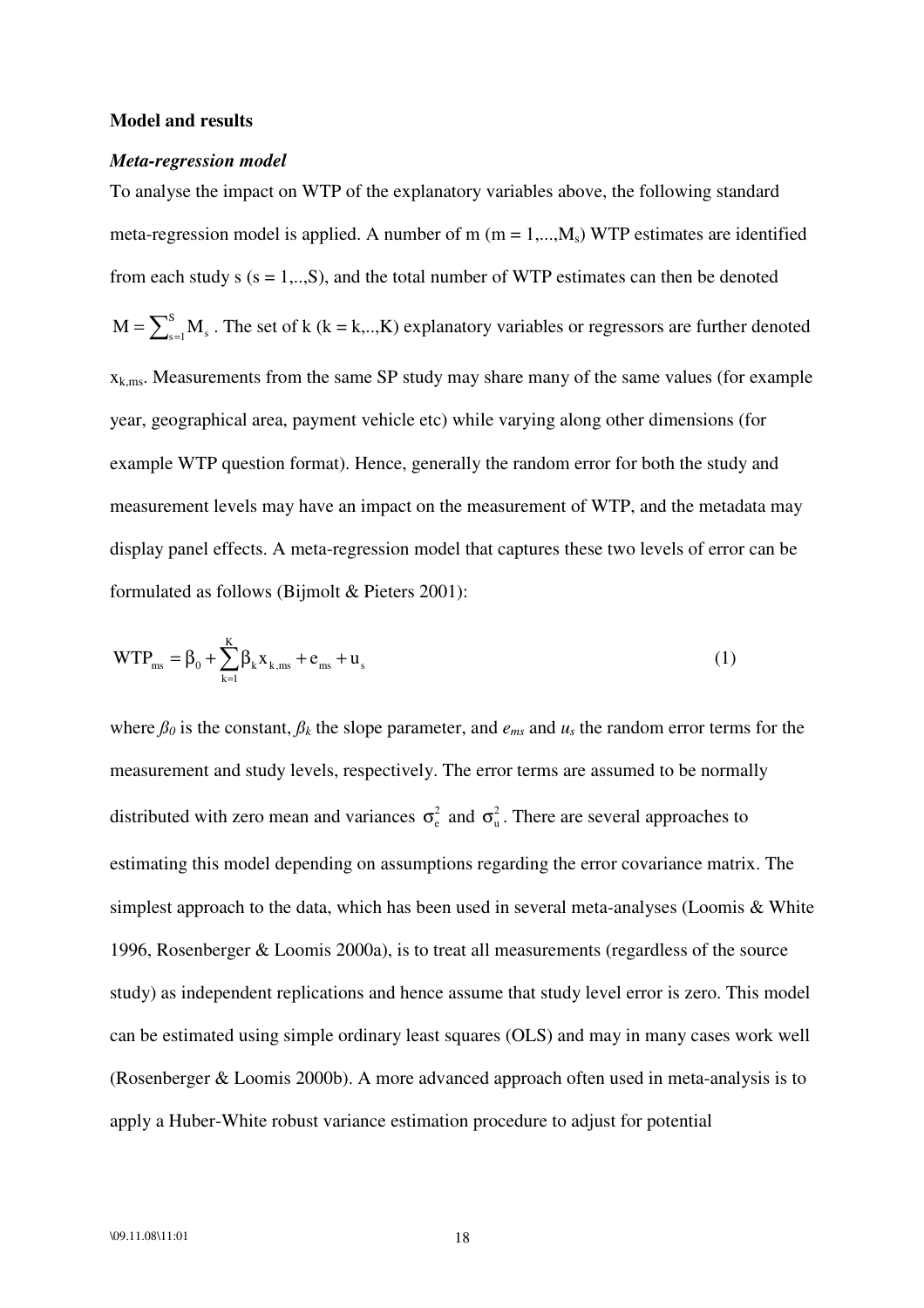## Model and results

### *Meta-regression model*

To analyse the impact on WTP of the explanatory variables above, the following standard meta-regression model is applied. A number of m ($m = 1,...,M_s$) WTP estimates are identified from each study s ($s = 1,..,S$), and the total number of WTP estimates can then be denoted $M = \sum_{s=1}^{S} M_s$. The set of k ($k = k,..,K$) explanatory variables or regressors are further denoted $x_{k,ms}$. Measurements from the same SP study may share many of the same values (for example year, geographical area, payment vehicle etc) while varying along other dimensions (for example WTP question format). Hence, generally the random error for both the study and measurement levels may have an impact on the measurement of WTP, and the metadata may display panel effects. A meta-regression model that captures these two levels of error can be formulated as follows (Bijmolt & Pieters 2001):

$$WTP_{ms} = \beta_0 + \sum_{k=1}^{K} \beta_k x_{k,ms} + e_{ms} + u_s \tag{1}$$

where $\beta_0$ is the constant, $\beta_k$ the slope parameter, and $e_{ms}$ and $u_s$ the random error terms for the measurement and study levels, respectively. The error terms are assumed to be normally distributed with zero mean and variances $\sigma_e^2$ and $\sigma_u^2$. There are several approaches to estimating this model depending on assumptions regarding the error covariance matrix. The simplest approach to the data, which has been used in several meta-analyses (Loomis & White 1996, Rosenberger & Loomis 2000a), is to treat all measurements (regardless of the source study) as independent replications and hence assume that study level error is zero. This model can be estimated using simple ordinary least squares (OLS) and may in many cases work well (Rosenberger & Loomis 2000b). A more advanced approach often used in meta-analysis is to apply a Huber-White robust variance estimation procedure to adjust for potential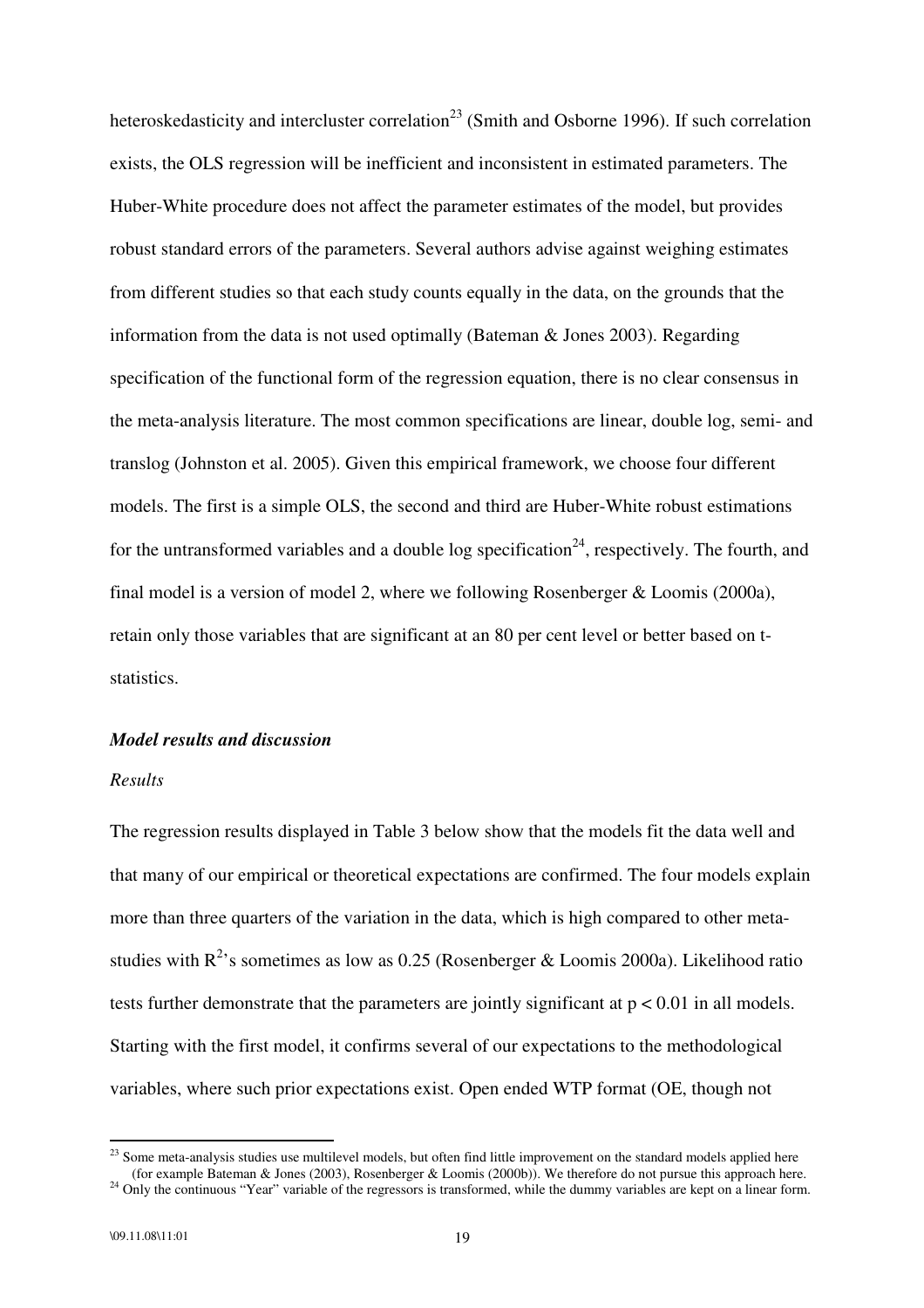heteroskedasticity and intercluster correlation[23] (Smith and Osborne 1996). If such correlation exists, the OLS regression will be inefficient and inconsistent in estimated parameters. The Huber-White procedure does not affect the parameter estimates of the model, but provides robust standard errors of the parameters. Several authors advise against weighing estimates from different studies so that each study counts equally in the data, on the grounds that the information from the data is not used optimally (Bateman & Jones 2003). Regarding specification of the functional form of the regression equation, there is no clear consensus in the meta-analysis literature. The most common specifications are linear, double log, semi- and translog (Johnston et al. 2005). Given this empirical framework, we choose four different models. The first is a simple OLS, the second and third are Huber-White robust estimations for the untransformed variables and a double log specification[24], respectively. The fourth, and final model is a version of model 2, where we following Rosenberger & Loomis (2000a), retain only those variables that are significant at an 80 per cent level or better based on t-statistics.

### *Model results and discussion*

*Results*

The regression results displayed in Table 3 below show that the models fit the data well and that many of our empirical or theoretical expectations are confirmed. The four models explain more than three quarters of the variation in the data, which is high compared to other meta-studies with $R^2$'s sometimes as low as 0.25 (Rosenberger & Loomis 2000a). Likelihood ratio tests further demonstrate that the parameters are jointly significant at $p < 0.01$ in all models. Starting with the first model, it confirms several of our expectations to the methodological variables, where such prior expectations exist. Open ended WTP format (OE, though not

[23] Some meta-analysis studies use multilevel models, but often find little improvement on the standard models applied here (for example Bateman & Jones (2003), Rosenberger & Loomis (2000b)). We therefore do not pursue this approach here.

[24] Only the continuous "Year" variable of the regressors is transformed, while the dummy variables are kept on a linear form.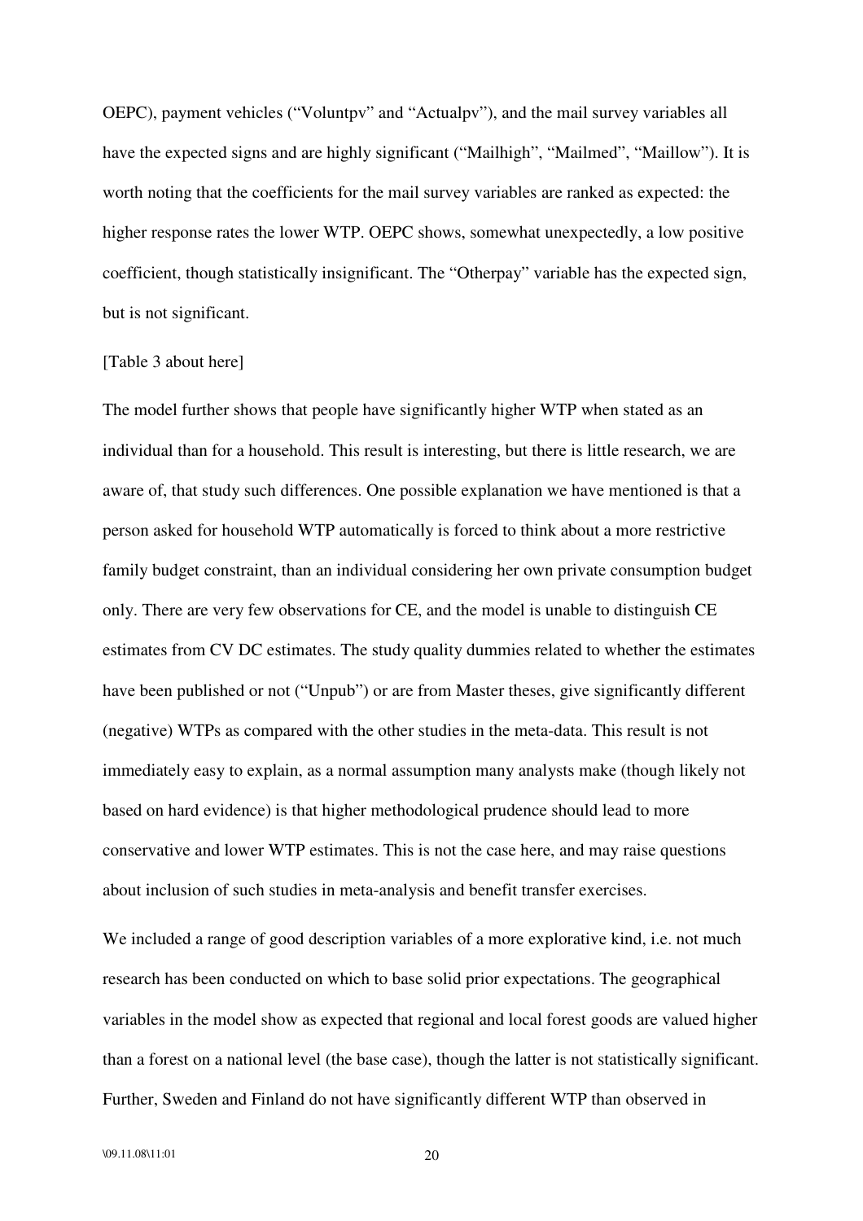OEPC), payment vehicles ("Voluntpv" and "Actualpv"), and the mail survey variables all have the expected signs and are highly significant ("Mailhigh", "Mailmed", "Maillow"). It is worth noting that the coefficients for the mail survey variables are ranked as expected: the higher response rates the lower WTP. OEPC shows, somewhat unexpectedly, a low positive coefficient, though statistically insignificant. The "Otherpay" variable has the expected sign, but is not significant.

[Table 3 about here]

The model further shows that people have significantly higher WTP when stated as an individual than for a household. This result is interesting, but there is little research, we are aware of, that study such differences. One possible explanation we have mentioned is that a person asked for household WTP automatically is forced to think about a more restrictive family budget constraint, than an individual considering her own private consumption budget only. There are very few observations for CE, and the model is unable to distinguish CE estimates from CV DC estimates. The study quality dummies related to whether the estimates have been published or not ("Unpub") or are from Master theses, give significantly different (negative) WTPs as compared with the other studies in the meta-data. This result is not immediately easy to explain, as a normal assumption many analysts make (though likely not based on hard evidence) is that higher methodological prudence should lead to more conservative and lower WTP estimates. This is not the case here, and may raise questions about inclusion of such studies in meta-analysis and benefit transfer exercises.

We included a range of good description variables of a more explorative kind, i.e. not much research has been conducted on which to base solid prior expectations. The geographical variables in the model show as expected that regional and local forest goods are valued higher than a forest on a national level (the base case), though the latter is not statistically significant. Further, Sweden and Finland do not have significantly different WTP than observed in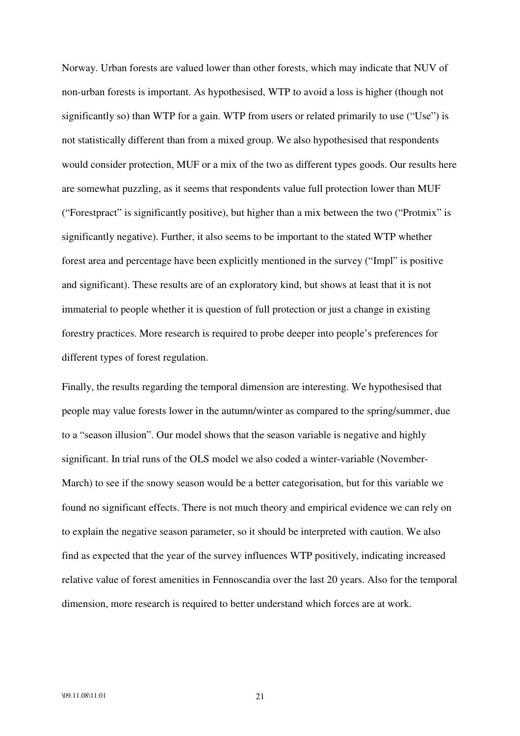Norway. Urban forests are valued lower than other forests, which may indicate that NUV of non-urban forests is important. As hypothesised, WTP to avoid a loss is higher (though not significantly so) than WTP for a gain. WTP from users or related primarily to use ("Use") is not statistically different than from a mixed group. We also hypothesised that respondents would consider protection, MUF or a mix of the two as different types goods. Our results here are somewhat puzzling, as it seems that respondents value full protection lower than MUF ("Forestpract" is significantly positive), but higher than a mix between the two ("Protmix" is significantly negative). Further, it also seems to be important to the stated WTP whether forest area and percentage have been explicitly mentioned in the survey ("Impl" is positive and significant). These results are of an exploratory kind, but shows at least that it is not immaterial to people whether it is question of full protection or just a change in existing forestry practices. More research is required to probe deeper into people's preferences for different types of forest regulation.

Finally, the results regarding the temporal dimension are interesting. We hypothesised that people may value forests lower in the autumn/winter as compared to the spring/summer, due to a "season illusion". Our model shows that the season variable is negative and highly significant. In trial runs of the OLS model we also coded a winter-variable (November-March) to see if the snowy season would be a better categorisation, but for this variable we found no significant effects. There is not much theory and empirical evidence we can rely on to explain the negative season parameter, so it should be interpreted with caution. We also find as expected that the year of the survey influences WTP positively, indicating increased relative value of forest amenities in Fennoscandia over the last 20 years. Also for the temporal dimension, more research is required to better understand which forces are at work.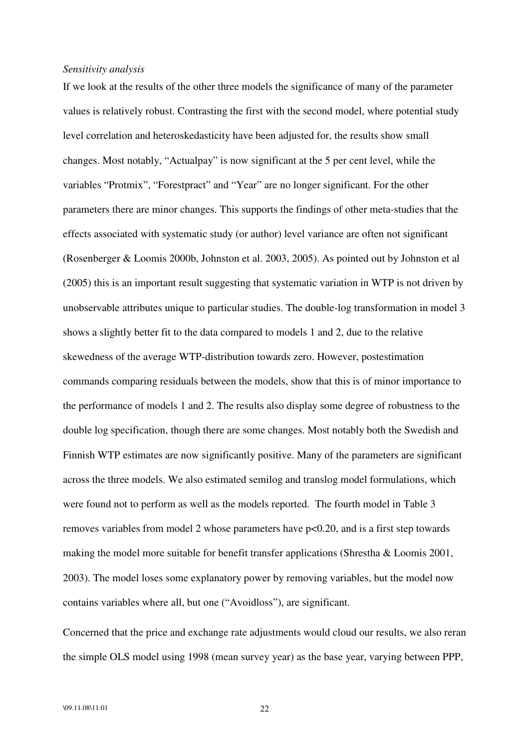*Sensitivity analysis*

If we look at the results of the other three models the significance of many of the parameter values is relatively robust. Contrasting the first with the second model, where potential study level correlation and heteroskedasticity have been adjusted for, the results show small changes. Most notably, “Actualpay” is now significant at the 5 per cent level, while the variables “Protmix”, “Forestpract” and “Year” are no longer significant. For the other parameters there are minor changes. This supports the findings of other meta-studies that the effects associated with systematic study (or author) level variance are often not significant (Rosenberger & Loomis 2000b, Johnston et al. 2003, 2005). As pointed out by Johnston et al (2005) this is an important result suggesting that systematic variation in WTP is not driven by unobservable attributes unique to particular studies. The double-log transformation in model 3 shows a slightly better fit to the data compared to models 1 and 2, due to the relative skewedness of the average WTP-distribution towards zero. However, postestimation commands comparing residuals between the models, show that this is of minor importance to the performance of models 1 and 2. The results also display some degree of robustness to the double log specification, though there are some changes. Most notably both the Swedish and Finnish WTP estimates are now significantly positive. Many of the parameters are significant across the three models. We also estimated semilog and translog model formulations, which were found not to perform as well as the models reported. The fourth model in Table 3 removes variables from model 2 whose parameters have $p<0.20$, and is a first step towards making the model more suitable for benefit transfer applications (Shrestha & Loomis 2001, 2003). The model loses some explanatory power by removing variables, but the model now contains variables where all, but one (“Avoidloss”), are significant.

Concerned that the price and exchange rate adjustments would cloud our results, we also reran the simple OLS model using 1998 (mean survey year) as the base year, varying between PPP,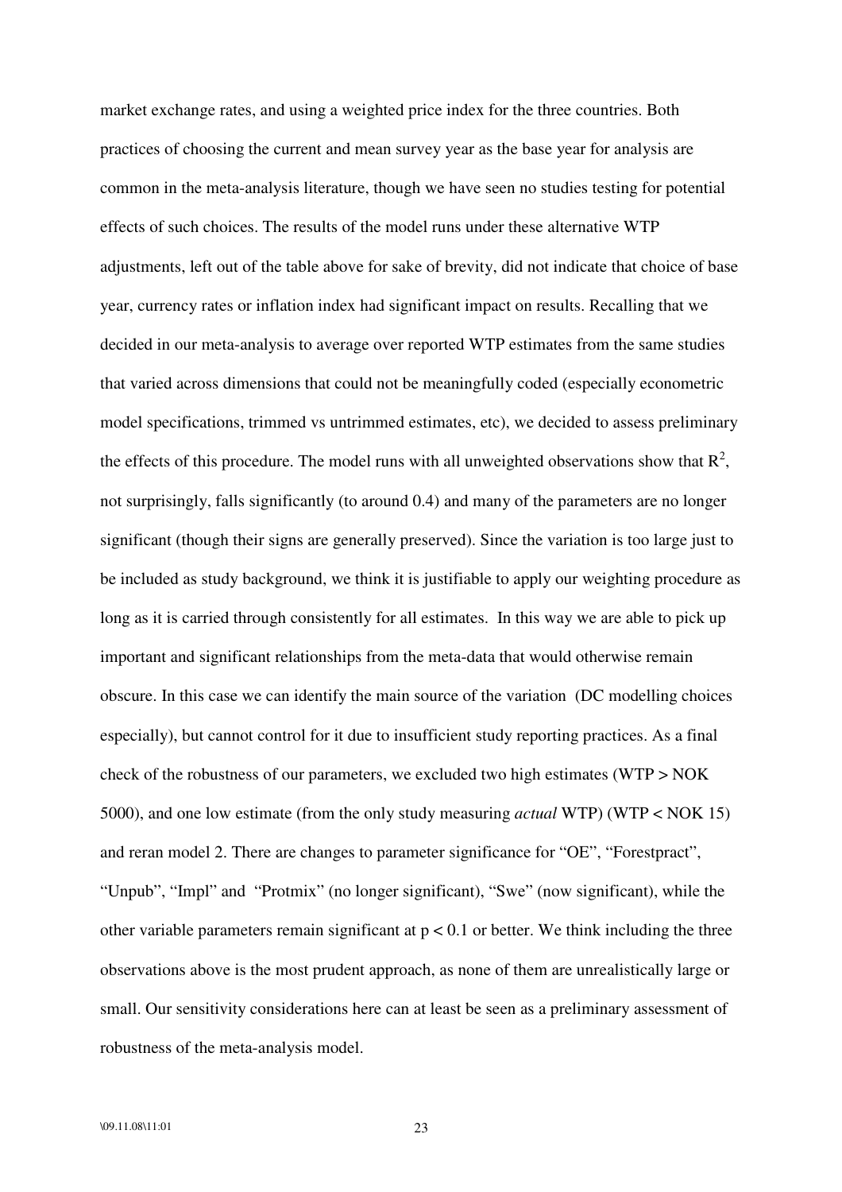market exchange rates, and using a weighted price index for the three countries. Both practices of choosing the current and mean survey year as the base year for analysis are common in the meta-analysis literature, though we have seen no studies testing for potential effects of such choices. The results of the model runs under these alternative WTP adjustments, left out of the table above for sake of brevity, did not indicate that choice of base year, currency rates or inflation index had significant impact on results. Recalling that we decided in our meta-analysis to average over reported WTP estimates from the same studies that varied across dimensions that could not be meaningfully coded (especially econometric model specifications, trimmed vs untrimmed estimates, etc), we decided to assess preliminary the effects of this procedure. The model runs with all unweighted observations show that $R^2$, not surprisingly, falls significantly (to around 0.4) and many of the parameters are no longer significant (though their signs are generally preserved). Since the variation is too large just to be included as study background, we think it is justifiable to apply our weighting procedure as long as it is carried through consistently for all estimates. In this way we are able to pick up important and significant relationships from the meta-data that would otherwise remain obscure. In this case we can identify the main source of the variation (DC modelling choices especially), but cannot control for it due to insufficient study reporting practices. As a final check of the robustness of our parameters, we excluded two high estimates (WTP > NOK 5000), and one low estimate (from the only study measuring *actual* WTP) (WTP < NOK 15) and reran model 2. There are changes to parameter significance for "OE", "Forestpract", "Unpub", "Impl" and "Protmix" (no longer significant), "Swe" (now significant), while the other variable parameters remain significant at $p < 0.1$ or better. We think including the three observations above is the most prudent approach, as none of them are unrealistically large or small. Our sensitivity considerations here can at least be seen as a preliminary assessment of robustness of the meta-analysis model.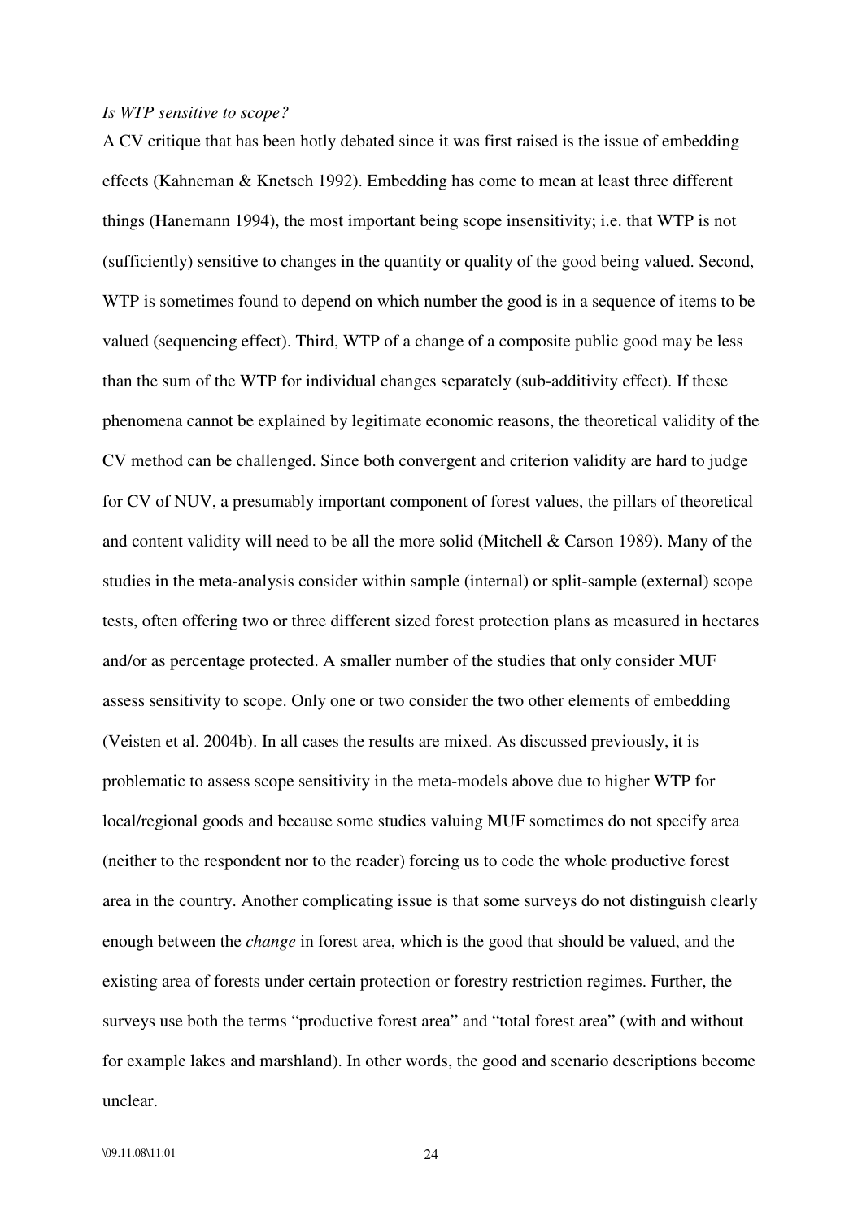*Is WTP sensitive to scope?*

A CV critique that has been hotly debated since it was first raised is the issue of embedding effects (Kahneman & Knetsch 1992). Embedding has come to mean at least three different things (Hanemann 1994), the most important being scope insensitivity; i.e. that WTP is not (sufficiently) sensitive to changes in the quantity or quality of the good being valued. Second, WTP is sometimes found to depend on which number the good is in a sequence of items to be valued (sequencing effect). Third, WTP of a change of a composite public good may be less than the sum of the WTP for individual changes separately (sub-additivity effect). If these phenomena cannot be explained by legitimate economic reasons, the theoretical validity of the CV method can be challenged. Since both convergent and criterion validity are hard to judge for CV of NUV, a presumably important component of forest values, the pillars of theoretical and content validity will need to be all the more solid (Mitchell & Carson 1989). Many of the studies in the meta-analysis consider within sample (internal) or split-sample (external) scope tests, often offering two or three different sized forest protection plans as measured in hectares and/or as percentage protected. A smaller number of the studies that only consider MUF assess sensitivity to scope. Only one or two consider the two other elements of embedding (Veisten et al. 2004b). In all cases the results are mixed. As discussed previously, it is problematic to assess scope sensitivity in the meta-models above due to higher WTP for local/regional goods and because some studies valuing MUF sometimes do not specify area (neither to the respondent nor to the reader) forcing us to code the whole productive forest area in the country. Another complicating issue is that some surveys do not distinguish clearly enough between the *change* in forest area, which is the good that should be valued, and the existing area of forests under certain protection or forestry restriction regimes. Further, the surveys use both the terms "productive forest area" and "total forest area" (with and without for example lakes and marshland). In other words, the good and scenario descriptions become unclear.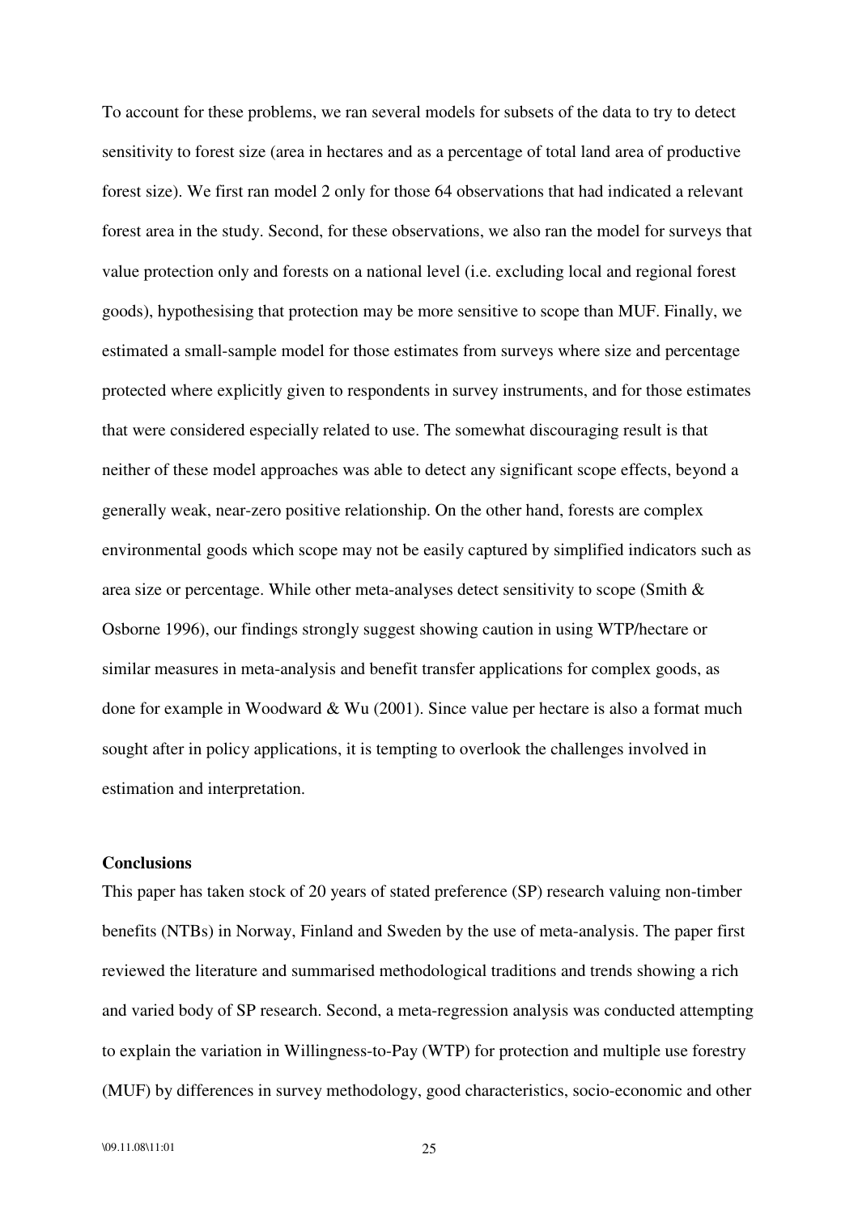To account for these problems, we ran several models for subsets of the data to try to detect sensitivity to forest size (area in hectares and as a percentage of total land area of productive forest size). We first ran model 2 only for those 64 observations that had indicated a relevant forest area in the study. Second, for these observations, we also ran the model for surveys that value protection only and forests on a national level (i.e. excluding local and regional forest goods), hypothesising that protection may be more sensitive to scope than MUF. Finally, we estimated a small-sample model for those estimates from surveys where size and percentage protected where explicitly given to respondents in survey instruments, and for those estimates that were considered especially related to use. The somewhat discouraging result is that neither of these model approaches was able to detect any significant scope effects, beyond a generally weak, near-zero positive relationship. On the other hand, forests are complex environmental goods which scope may not be easily captured by simplified indicators such as area size or percentage. While other meta-analyses detect sensitivity to scope (Smith & Osborne 1996), our findings strongly suggest showing caution in using WTP/hectare or similar measures in meta-analysis and benefit transfer applications for complex goods, as done for example in Woodward & Wu (2001). Since value per hectare is also a format much sought after in policy applications, it is tempting to overlook the challenges involved in estimation and interpretation.

**Conclusions**

This paper has taken stock of 20 years of stated preference (SP) research valuing non-timber benefits (NTBs) in Norway, Finland and Sweden by the use of meta-analysis. The paper first reviewed the literature and summarised methodological traditions and trends showing a rich and varied body of SP research. Second, a meta-regression analysis was conducted attempting to explain the variation in Willingness-to-Pay (WTP) for protection and multiple use forestry (MUF) by differences in survey methodology, good characteristics, socio-economic and other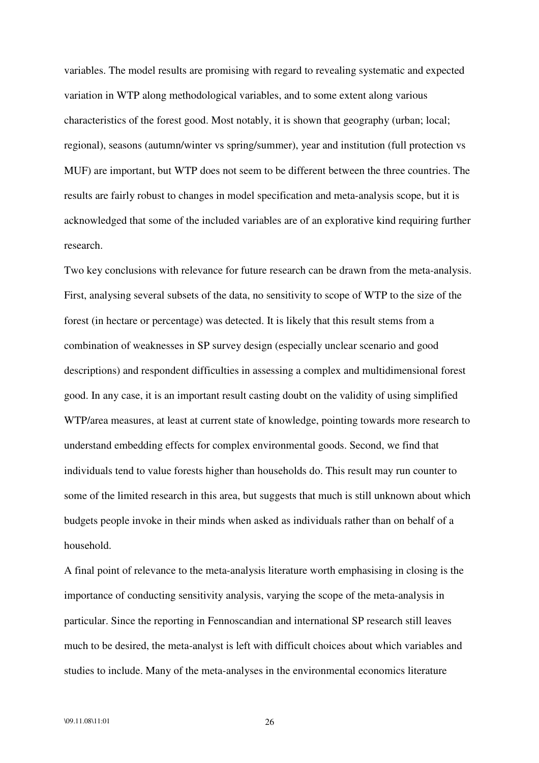variables. The model results are promising with regard to revealing systematic and expected variation in WTP along methodological variables, and to some extent along various characteristics of the forest good. Most notably, it is shown that geography (urban; local; regional), seasons (autumn/winter vs spring/summer), year and institution (full protection vs MUF) are important, but WTP does not seem to be different between the three countries. The results are fairly robust to changes in model specification and meta-analysis scope, but it is acknowledged that some of the included variables are of an explorative kind requiring further research.

Two key conclusions with relevance for future research can be drawn from the meta-analysis. First, analysing several subsets of the data, no sensitivity to scope of WTP to the size of the forest (in hectare or percentage) was detected. It is likely that this result stems from a combination of weaknesses in SP survey design (especially unclear scenario and good descriptions) and respondent difficulties in assessing a complex and multidimensional forest good. In any case, it is an important result casting doubt on the validity of using simplified WTP/area measures, at least at current state of knowledge, pointing towards more research to understand embedding effects for complex environmental goods. Second, we find that individuals tend to value forests higher than households do. This result may run counter to some of the limited research in this area, but suggests that much is still unknown about which budgets people invoke in their minds when asked as individuals rather than on behalf of a household.

A final point of relevance to the meta-analysis literature worth emphasising in closing is the importance of conducting sensitivity analysis, varying the scope of the meta-analysis in particular. Since the reporting in Fennoscandian and international SP research still leaves much to be desired, the meta-analyst is left with difficult choices about which variables and studies to include. Many of the meta-analyses in the environmental economics literature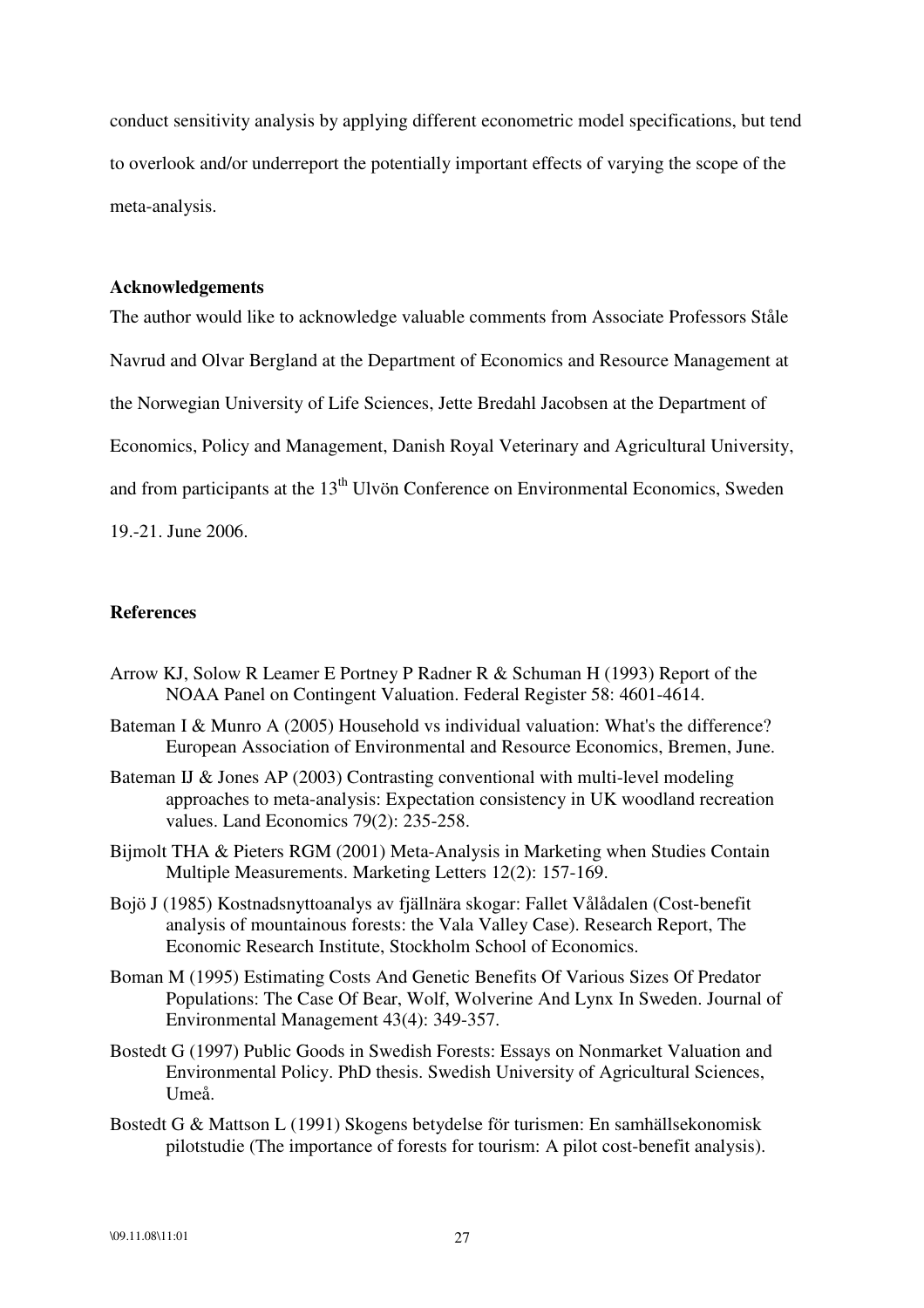conduct sensitivity analysis by applying different econometric model specifications, but tend to overlook and/or underreport the potentially important effects of varying the scope of the meta-analysis.

**Acknowledgements**

The author would like to acknowledge valuable comments from Associate Professors Ståle Navrud and Olvar Bergland at the Department of Economics and Resource Management at the Norwegian University of Life Sciences, Jette Bredahl Jacobsen at the Department of Economics, Policy and Management, Danish Royal Veterinary and Agricultural University, and from participants at the 13th Ulvön Conference on Environmental Economics, Sweden 19.-21. June 2006.

**References**

Arrow KJ, Solow R Leamer E Portney P Radner R & Schuman H (1993) Report of the NOAA Panel on Contingent Valuation. Federal Register 58: 4601-4614.

Bateman I & Munro A (2005) Household vs individual valuation: What's the difference? European Association of Environmental and Resource Economics, Bremen, June.

Bateman IJ & Jones AP (2003) Contrasting conventional with multi-level modeling approaches to meta-analysis: Expectation consistency in UK woodland recreation values. Land Economics 79(2): 235-258.

Bijmolt THA & Pieters RGM (2001) Meta-Analysis in Marketing when Studies Contain Multiple Measurements. Marketing Letters 12(2): 157-169.

Bojö J (1985) Kostnadsnyttoanalys av fjällnära skogar: Fallet Vålådalen (Cost-benefit analysis of mountainous forests: the Vala Valley Case). Research Report, The Economic Research Institute, Stockholm School of Economics.

Boman M (1995) Estimating Costs And Genetic Benefits Of Various Sizes Of Predator Populations: The Case Of Bear, Wolf, Wolverine And Lynx In Sweden. Journal of Environmental Management 43(4): 349-357.

Bostedt G (1997) Public Goods in Swedish Forests: Essays on Nonmarket Valuation and Environmental Policy. PhD thesis. Swedish University of Agricultural Sciences, Umeå.

Bostedt G & Mattson L (1991) Skogens betydelse för turismen: En samhällsekonomisk pilotstudie (The importance of forests for tourism: A pilot cost-benefit analysis).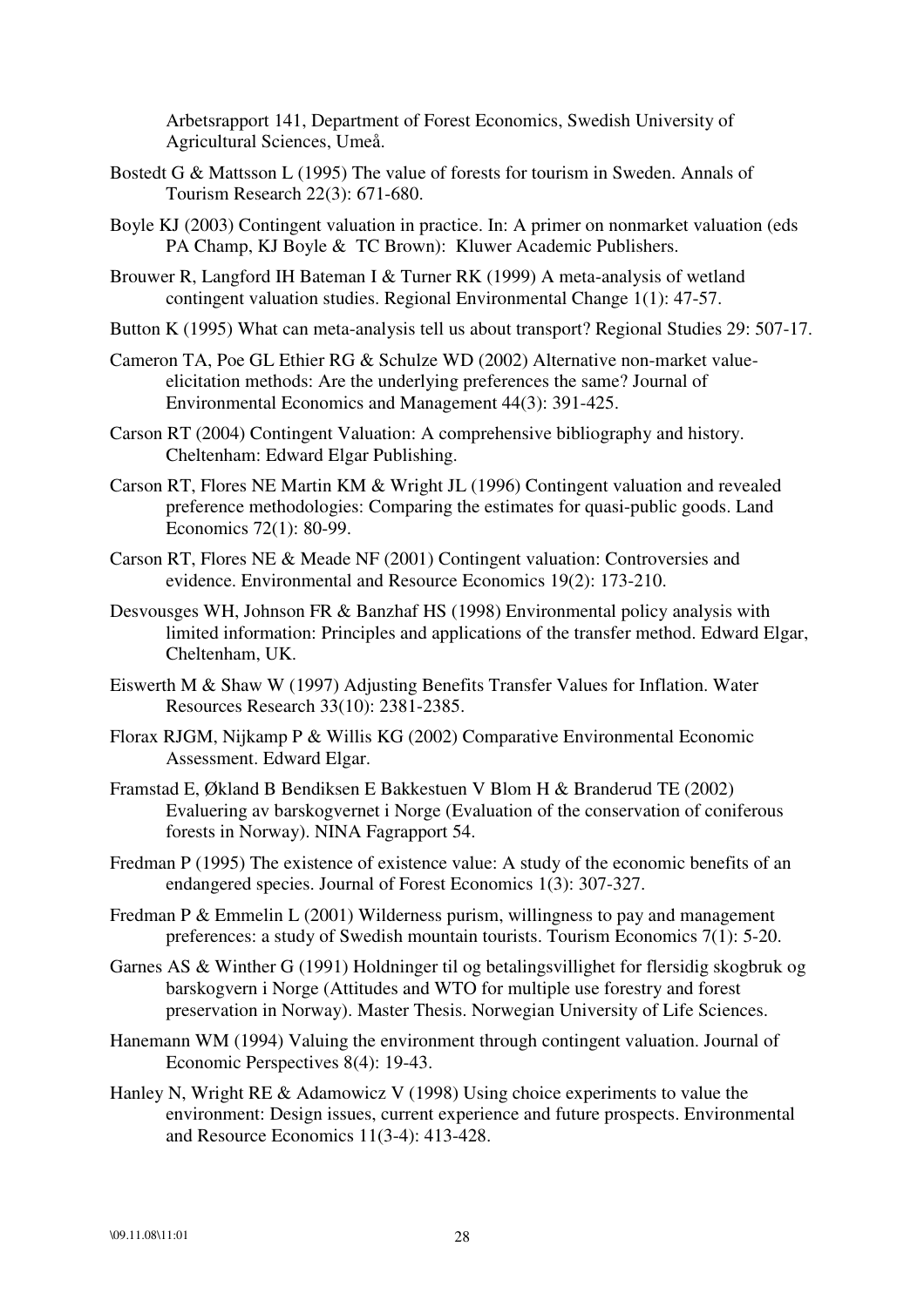Arbetsrapport 141, Department of Forest Economics, Swedish University of Agricultural Sciences, Umeå.

Bostedt G & Mattsson L (1995) The value of forests for tourism in Sweden. Annals of Tourism Research 22(3): 671-680.

Boyle KJ (2003) Contingent valuation in practice. In: A primer on nonmarket valuation (eds PA Champ, KJ Boyle & TC Brown): Kluwer Academic Publishers.

Brouwer R, Langford IH Bateman I & Turner RK (1999) A meta-analysis of wetland contingent valuation studies. Regional Environmental Change 1(1): 47-57.

Button K (1995) What can meta-analysis tell us about transport? Regional Studies 29: 507-17.

Cameron TA, Poe GL Ethier RG & Schulze WD (2002) Alternative non-market value-elicitation methods: Are the underlying preferences the same? Journal of Environmental Economics and Management 44(3): 391-425.

Carson RT (2004) Contingent Valuation: A comprehensive bibliography and history. Cheltenham: Edward Elgar Publishing.

Carson RT, Flores NE Martin KM & Wright JL (1996) Contingent valuation and revealed preference methodologies: Comparing the estimates for quasi-public goods. Land Economics 72(1): 80-99.

Carson RT, Flores NE & Meade NF (2001) Contingent valuation: Controversies and evidence. Environmental and Resource Economics 19(2): 173-210.

Desvousges WH, Johnson FR & Banzhaf HS (1998) Environmental policy analysis with limited information: Principles and applications of the transfer method. Edward Elgar, Cheltenham, UK.

Eiswerth M & Shaw W (1997) Adjusting Benefits Transfer Values for Inflation. Water Resources Research 33(10): 2381-2385.

Florax RJGM, Nijkamp P & Willis KG (2002) Comparative Environmental Economic Assessment. Edward Elgar.

Framstad E, Økland B Bendiksen E Bakkestuen V Blom H & Branderud TE (2002) Evaluering av barskogvernet i Norge (Evaluation of the conservation of coniferous forests in Norway). NINA Fagrapport 54.

Fredman P (1995) The existence of existence value: A study of the economic benefits of an endangered species. Journal of Forest Economics 1(3): 307-327.

Fredman P & Emmelin L (2001) Wilderness purism, willingness to pay and management preferences: a study of Swedish mountain tourists. Tourism Economics 7(1): 5-20.

Garnes AS & Winther G (1991) Holdninger til og betalingsvillighet for flersidig skogbruk og barskogvern i Norge (Attitudes and WTO for multiple use forestry and forest preservation in Norway). Master Thesis. Norwegian University of Life Sciences.

Hanemann WM (1994) Valuing the environment through contingent valuation. Journal of Economic Perspectives 8(4): 19-43.

Hanley N, Wright RE & Adamowicz V (1998) Using choice experiments to value the environment: Design issues, current experience and future prospects. Environmental and Resource Economics 11(3-4): 413-428.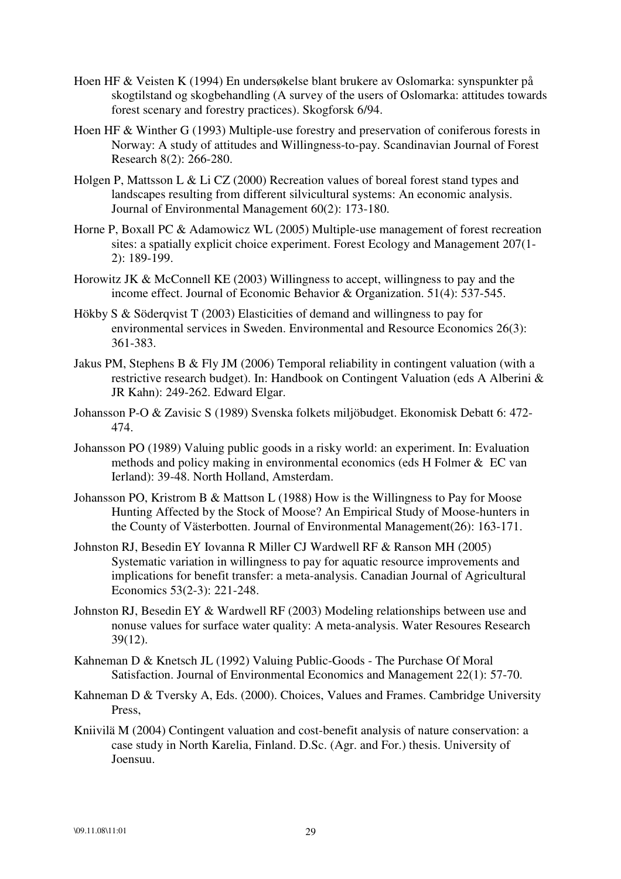Hoen HF & Veisten K (1994) En undersøkelse blant brukere av Oslomarka: synspunkter på skogtilstand og skogbehandling (A survey of the users of Oslomarka: attitudes towards forest scenary and forestry practices). Skogforsk 6/94.

Hoen HF & Winther G (1993) Multiple-use forestry and preservation of coniferous forests in Norway: A study of attitudes and Willingness-to-pay. Scandinavian Journal of Forest Research 8(2): 266-280.

Holgen P, Mattsson L & Li CZ (2000) Recreation values of boreal forest stand types and landscapes resulting from different silvicultural systems: An economic analysis. Journal of Environmental Management 60(2): 173-180.

Horne P, Boxall PC & Adamowicz WL (2005) Multiple-use management of forest recreation sites: a spatially explicit choice experiment. Forest Ecology and Management 207(1-2): 189-199.

Horowitz JK & McConnell KE (2003) Willingness to accept, willingness to pay and the income effect. Journal of Economic Behavior & Organization. 51(4): 537-545.

Hökby S & Söderqvist T (2003) Elasticities of demand and willingness to pay for environmental services in Sweden. Environmental and Resource Economics 26(3): 361-383.

Jakus PM, Stephens B & Fly JM (2006) Temporal reliability in contingent valuation (with a restrictive research budget). In: Handbook on Contingent Valuation (eds A Alberini & JR Kahn): 249-262. Edward Elgar.

Johansson P-O & Zavisic S (1989) Svenska folkets miljöbudget. Ekonomisk Debatt 6: 472-474.

Johansson PO (1989) Valuing public goods in a risky world: an experiment. In: Evaluation methods and policy making in environmental economics (eds H Folmer & EC van Ierland): 39-48. North Holland, Amsterdam.

Johansson PO, Kristrom B & Mattson L (1988) How is the Willingness to Pay for Moose Hunting Affected by the Stock of Moose? An Empirical Study of Moose-hunters in the County of Västerbotten. Journal of Environmental Management(26): 163-171.

Johnston RJ, Besedin EY Iovanna R Miller CJ Wardwell RF & Ranson MH (2005) Systematic variation in willingness to pay for aquatic resource improvements and implications for benefit transfer: a meta-analysis. Canadian Journal of Agricultural Economics 53(2-3): 221-248.

Johnston RJ, Besedin EY & Wardwell RF (2003) Modeling relationships between use and nonuse values for surface water quality: A meta-analysis. Water Resoures Research 39(12).

Kahneman D & Knetsch JL (1992) Valuing Public-Goods - The Purchase Of Moral Satisfaction. Journal of Environmental Economics and Management 22(1): 57-70.

Kahneman D & Tversky A, Eds. (2000). Choices, Values and Frames. Cambridge University Press,

Kniivilä M (2004) Contingent valuation and cost-benefit analysis of nature conservation: a case study in North Karelia, Finland. D.Sc. (Agr. and For.) thesis. University of Joensuu.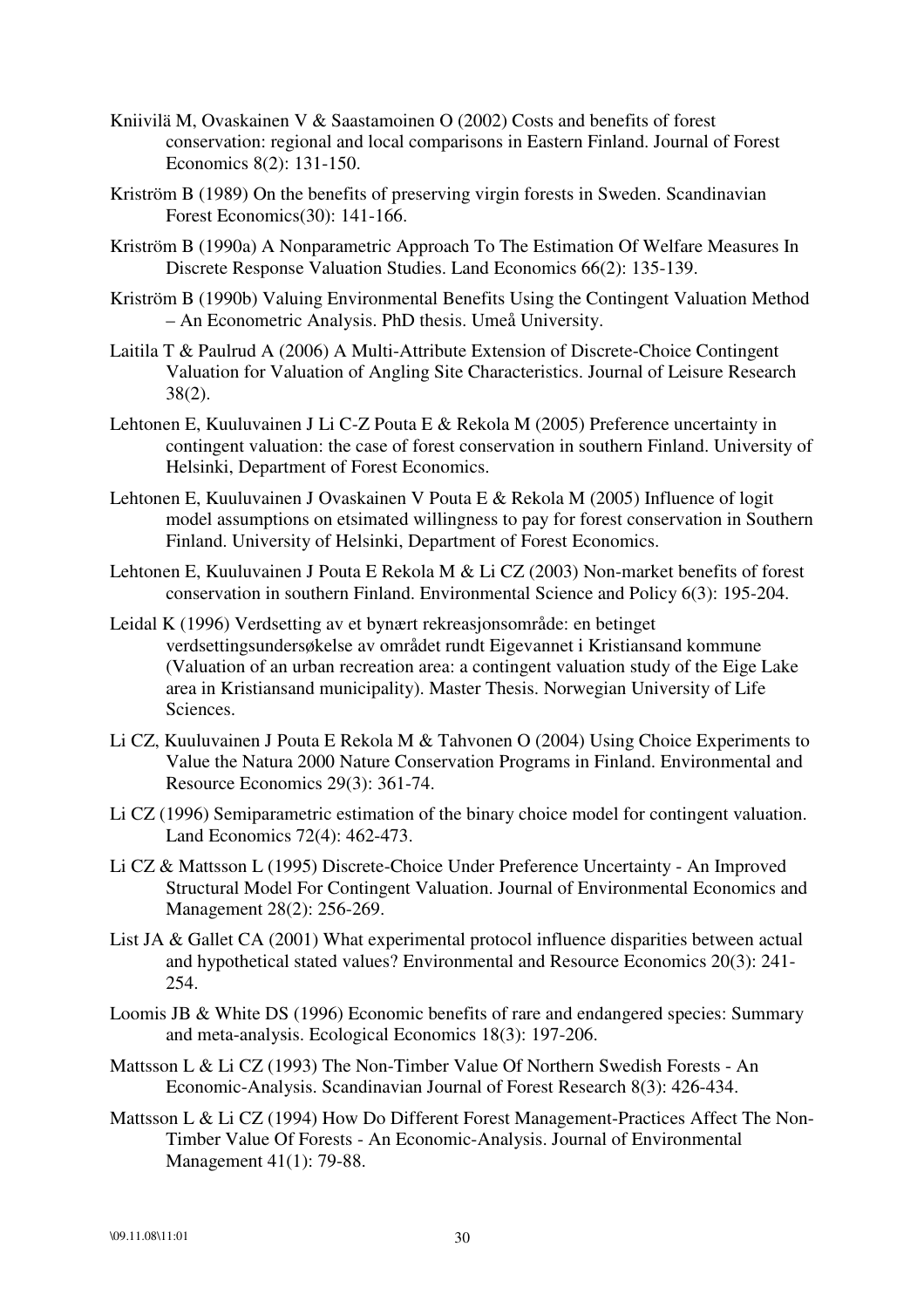Kniivilä M, Ovaskainen V & Saastamoinen O (2002) Costs and benefits of forest conservation: regional and local comparisons in Eastern Finland. Journal of Forest Economics 8(2): 131-150.

Kriström B (1989) On the benefits of preserving virgin forests in Sweden. Scandinavian Forest Economics(30): 141-166.

Kriström B (1990a) A Nonparametric Approach To The Estimation Of Welfare Measures In Discrete Response Valuation Studies. Land Economics 66(2): 135-139.

Kriström B (1990b) Valuing Environmental Benefits Using the Contingent Valuation Method – An Econometric Analysis. PhD thesis. Umeå University.

Laitila T & Paulrud A (2006) A Multi-Attribute Extension of Discrete-Choice Contingent Valuation for Valuation of Angling Site Characteristics. Journal of Leisure Research 38(2).

Lehtonen E, Kuuluvainen J Li C-Z Pouta E & Rekola M (2005) Preference uncertainty in contingent valuation: the case of forest conservation in southern Finland. University of Helsinki, Department of Forest Economics.

Lehtonen E, Kuuluvainen J Ovaskainen V Pouta E & Rekola M (2005) Influence of logit model assumptions on etsimated willingness to pay for forest conservation in Southern Finland. University of Helsinki, Department of Forest Economics.

Lehtonen E, Kuuluvainen J Pouta E Rekola M & Li CZ (2003) Non-market benefits of forest conservation in southern Finland. Environmental Science and Policy 6(3): 195-204.

Leidal K (1996) Verdsetting av et bynært rekreasjonsområde: en betinget verdsettingsundersøkelse av området rundt Eigevannet i Kristiansand kommune (Valuation of an urban recreation area: a contingent valuation study of the Eige Lake area in Kristiansand municipality). Master Thesis. Norwegian University of Life Sciences.

Li CZ, Kuuluvainen J Pouta E Rekola M & Tahvonen O (2004) Using Choice Experiments to Value the Natura 2000 Nature Conservation Programs in Finland. Environmental and Resource Economics 29(3): 361-74.

Li CZ (1996) Semiparametric estimation of the binary choice model for contingent valuation. Land Economics 72(4): 462-473.

Li CZ & Mattsson L (1995) Discrete-Choice Under Preference Uncertainty - An Improved Structural Model For Contingent Valuation. Journal of Environmental Economics and Management 28(2): 256-269.

List JA & Gallet CA (2001) What experimental protocol influence disparities between actual and hypothetical stated values? Environmental and Resource Economics 20(3): 241-254.

Loomis JB & White DS (1996) Economic benefits of rare and endangered species: Summary and meta-analysis. Ecological Economics 18(3): 197-206.

Mattsson L & Li CZ (1993) The Non-Timber Value Of Northern Swedish Forests - An Economic-Analysis. Scandinavian Journal of Forest Research 8(3): 426-434.

Mattsson L & Li CZ (1994) How Do Different Forest Management-Practices Affect The Non-Timber Value Of Forests - An Economic-Analysis. Journal of Environmental Management 41(1): 79-88.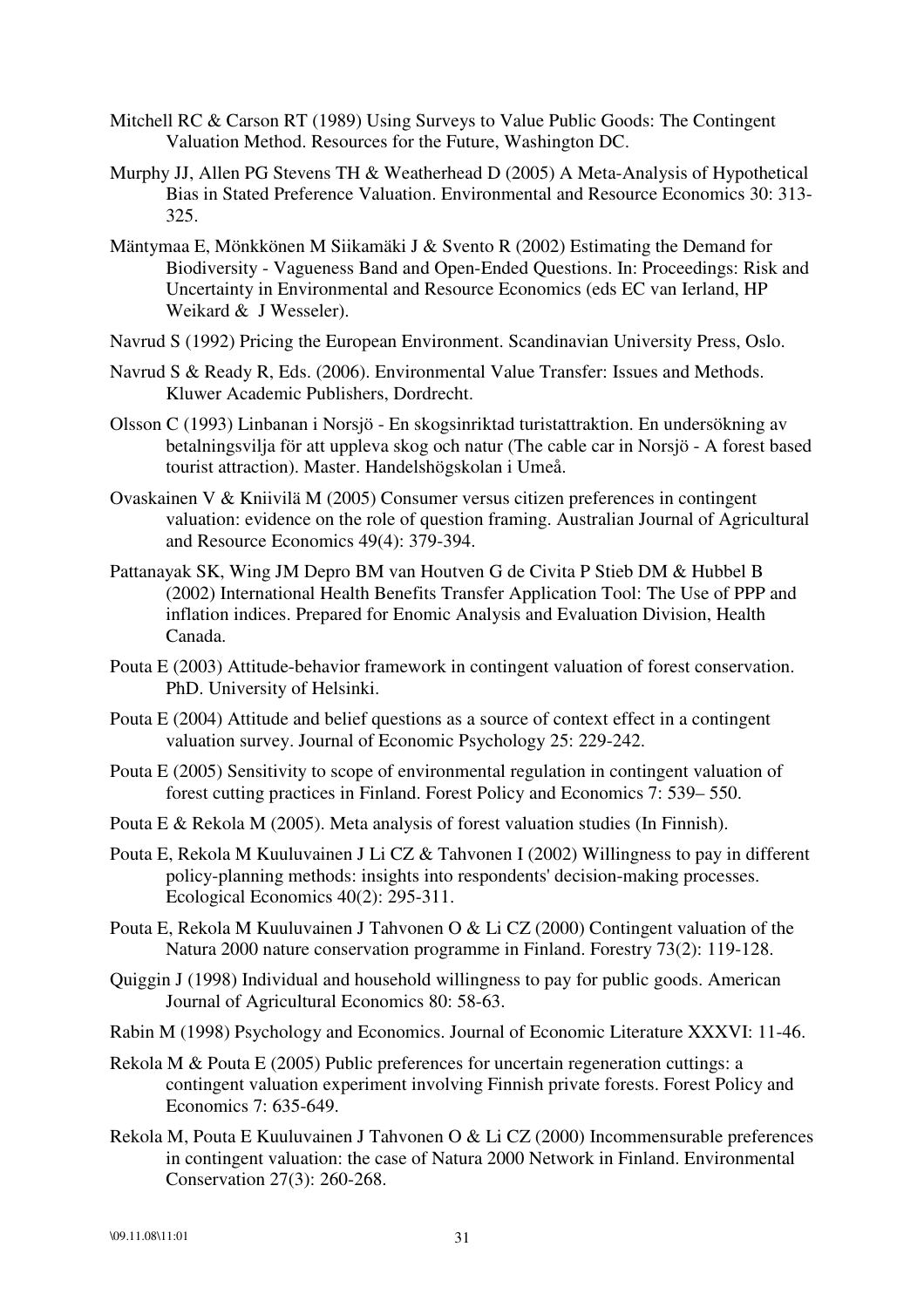Mitchell RC & Carson RT (1989) Using Surveys to Value Public Goods: The Contingent Valuation Method. Resources for the Future, Washington DC.

Murphy JJ, Allen PG Stevens TH & Weatherhead D (2005) A Meta-Analysis of Hypothetical Bias in Stated Preference Valuation. Environmental and Resource Economics 30: 313-325.

Mäntymaa E, Mönkkönen M Siikamäki J & Svento R (2002) Estimating the Demand for Biodiversity - Vagueness Band and Open-Ended Questions. In: Proceedings: Risk and Uncertainty in Environmental and Resource Economics (eds EC van Ierland, HP Weikard & J Wesseler).

Navrud S (1992) Pricing the European Environment. Scandinavian University Press, Oslo.

Navrud S & Ready R, Eds. (2006). Environmental Value Transfer: Issues and Methods. Kluwer Academic Publishers, Dordrecht.

Olsson C (1993) Linbanan i Norsjö - En skogsinriktad turistattraktion. En undersökning av betalningsvilja för att uppleva skog och natur (The cable car in Norsjö - A forest based tourist attraction). Master. Handelshögskolan i Umeå.

Ovaskainen V & Kniivilä M (2005) Consumer versus citizen preferences in contingent valuation: evidence on the role of question framing. Australian Journal of Agricultural and Resource Economics 49(4): 379-394.

Pattanayak SK, Wing JM Depro BM van Houtven G de Civita P Stieb DM & Hubbel B (2002) International Health Benefits Transfer Application Tool: The Use of PPP and inflation indices. Prepared for Enomic Analysis and Evaluation Division, Health Canada.

Pouta E (2003) Attitude-behavior framework in contingent valuation of forest conservation. PhD. University of Helsinki.

Pouta E (2004) Attitude and belief questions as a source of context effect in a contingent valuation survey. Journal of Economic Psychology 25: 229-242.

Pouta E (2005) Sensitivity to scope of environmental regulation in contingent valuation of forest cutting practices in Finland. Forest Policy and Economics 7: 539– 550.

Pouta E & Rekola M (2005). Meta analysis of forest valuation studies (In Finnish).

Pouta E, Rekola M Kuuluvainen J Li CZ & Tahvonen I (2002) Willingness to pay in different policy-planning methods: insights into respondents' decision-making processes. Ecological Economics 40(2): 295-311.

Pouta E, Rekola M Kuuluvainen J Tahvonen O & Li CZ (2000) Contingent valuation of the Natura 2000 nature conservation programme in Finland. Forestry 73(2): 119-128.

Quiggin J (1998) Individual and household willingness to pay for public goods. American Journal of Agricultural Economics 80: 58-63.

Rabin M (1998) Psychology and Economics. Journal of Economic Literature XXXVI: 11-46.

Rekola M & Pouta E (2005) Public preferences for uncertain regeneration cuttings: a contingent valuation experiment involving Finnish private forests. Forest Policy and Economics 7: 635-649.

Rekola M, Pouta E Kuuluvainen J Tahvonen O & Li CZ (2000) Incommensurable preferences in contingent valuation: the case of Natura 2000 Network in Finland. Environmental Conservation 27(3): 260-268.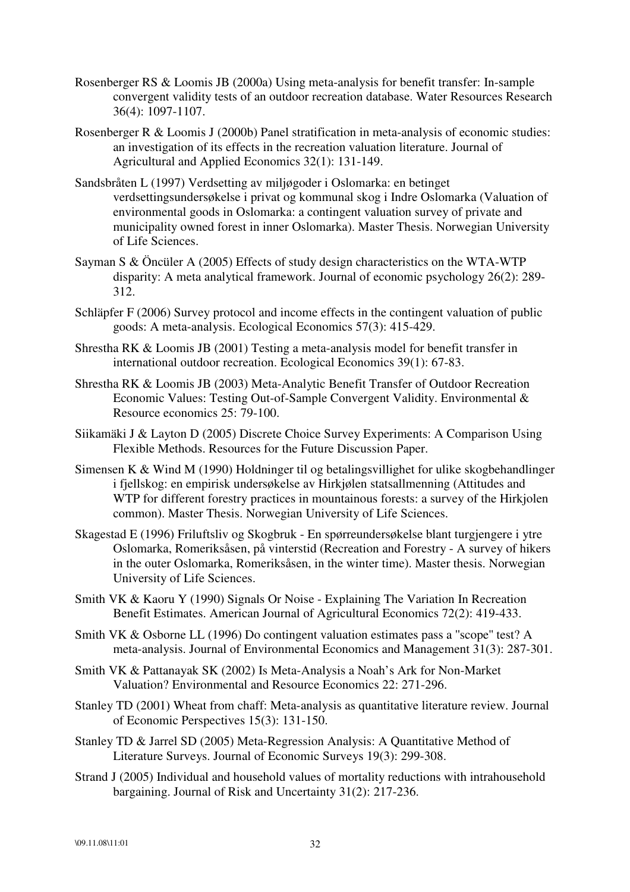Rosenberger RS & Loomis JB (2000a) Using meta-analysis for benefit transfer: In-sample convergent validity tests of an outdoor recreation database. Water Resources Research 36(4): 1097-1107.

Rosenberger R & Loomis J (2000b) Panel stratification in meta-analysis of economic studies: an investigation of its effects in the recreation valuation literature. Journal of Agricultural and Applied Economics 32(1): 131-149.

Sandsbråten L (1997) Verdsetting av miljøgoder i Oslomarka: en betinget verdsettingsundersøkelse i privat og kommunal skog i Indre Oslomarka (Valuation of environmental goods in Oslomarka: a contingent valuation survey of private and municipality owned forest in inner Oslomarka). Master Thesis. Norwegian University of Life Sciences.

Sayman S & Öncüler A (2005) Effects of study design characteristics on the WTA-WTP disparity: A meta analytical framework. Journal of economic psychology 26(2): 289-312.

Schläpfer F (2006) Survey protocol and income effects in the contingent valuation of public goods: A meta-analysis. Ecological Economics 57(3): 415-429.

Shrestha RK & Loomis JB (2001) Testing a meta-analysis model for benefit transfer in international outdoor recreation. Ecological Economics 39(1): 67-83.

Shrestha RK & Loomis JB (2003) Meta-Analytic Benefit Transfer of Outdoor Recreation Economic Values: Testing Out-of-Sample Convergent Validity. Environmental & Resource economics 25: 79-100.

Siikamäki J & Layton D (2005) Discrete Choice Survey Experiments: A Comparison Using Flexible Methods. Resources for the Future Discussion Paper.

Simensen K & Wind M (1990) Holdninger til og betalingsvillighet for ulike skogbehandlinger i fjellskog: en empirisk undersøkelse av Hirkjølen statsallmenning (Attitudes and WTP for different forestry practices in mountainous forests: a survey of the Hirkjolen common). Master Thesis. Norwegian University of Life Sciences.

Skagestad E (1996) Friluftsliv og Skogbruk - En spørreundersøkelse blant turgjengere i ytre Oslomarka, Romeriksåsen, på vinterstid (Recreation and Forestry - A survey of hikers in the outer Oslomarka, Romeriksåsen, in the winter time). Master thesis. Norwegian University of Life Sciences.

Smith VK & Kaoru Y (1990) Signals Or Noise - Explaining The Variation In Recreation Benefit Estimates. American Journal of Agricultural Economics 72(2): 419-433.

Smith VK & Osborne LL (1996) Do contingent valuation estimates pass a "scope" test? A meta-analysis. Journal of Environmental Economics and Management 31(3): 287-301.

Smith VK & Pattanayak SK (2002) Is Meta-Analysis a Noah's Ark for Non-Market Valuation? Environmental and Resource Economics 22: 271-296.

Stanley TD (2001) Wheat from chaff: Meta-analysis as quantitative literature review. Journal of Economic Perspectives 15(3): 131-150.

Stanley TD & Jarrel SD (2005) Meta-Regression Analysis: A Quantitative Method of Literature Surveys. Journal of Economic Surveys 19(3): 299-308.

Strand J (2005) Individual and household values of mortality reductions with intrahousehold bargaining. Journal of Risk and Uncertainty 31(2): 217-236.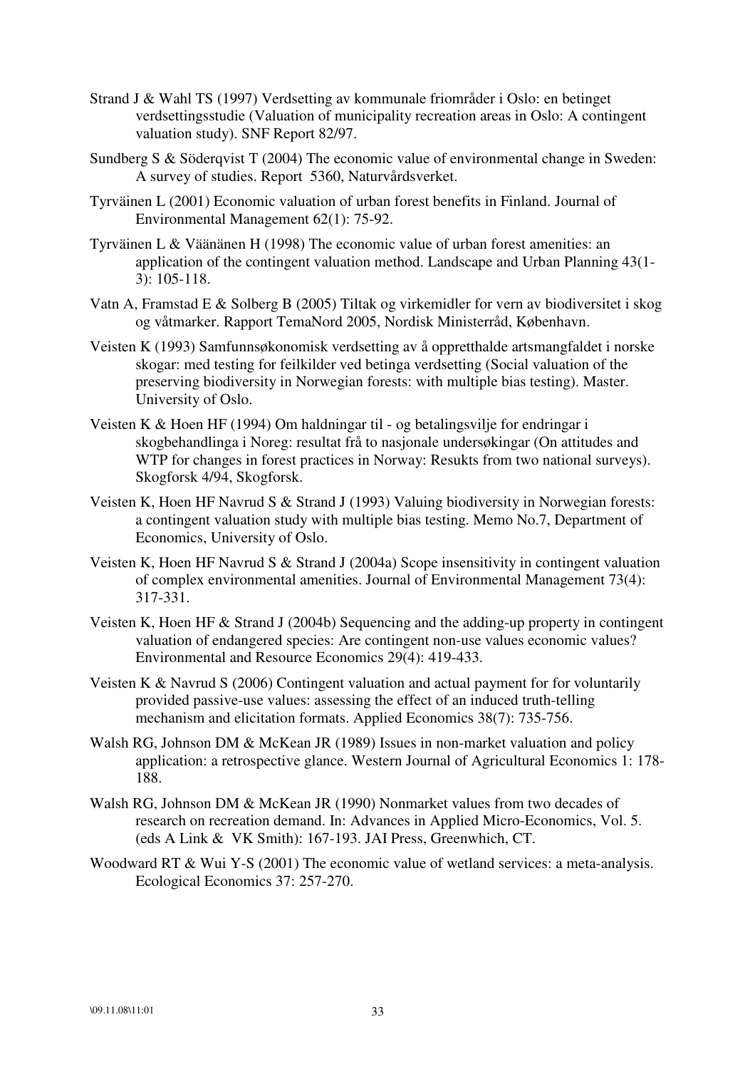Strand J & Wahl TS (1997) Verdsetting av kommunale friområder i Oslo: en betinget verdsettingsstudie (Valuation of municipality recreation areas in Oslo: A contingent valuation study). SNF Report 82/97.

Sundberg S & Söderqvist T (2004) The economic value of environmental change in Sweden: A survey of studies. Report 5360, Naturvårdsverket.

Tyrväinen L (2001) Economic valuation of urban forest benefits in Finland. Journal of Environmental Management 62(1): 75-92.

Tyrväinen L & Väänänen H (1998) The economic value of urban forest amenities: an application of the contingent valuation method. Landscape and Urban Planning 43(1-3): 105-118.

Vatn A, Framstad E & Solberg B (2005) Tiltak og virkemidler for vern av biodiversitet i skog og våtmarker. Rapport TemaNord 2005, Nordisk Ministerråd, København.

Veisten K (1993) Samfunnsøkonomisk verdsetting av å oppretthalde artsmangfaldet i norske skogar: med testing for feilkilder ved betinga verdsetting (Social valuation of the preserving biodiversity in Norwegian forests: with multiple bias testing). Master. University of Oslo.

Veisten K & Hoen HF (1994) Om haldningar til - og betalingsvilje for endringar i skogbehandlinga i Noreg: resultat frå to nasjonale undersøkingar (On attitudes and WTP for changes in forest practices in Norway: Resukts from two national surveys). Skogforsk 4/94, Skogforsk.

Veisten K, Hoen HF Navrud S & Strand J (1993) Valuing biodiversity in Norwegian forests: a contingent valuation study with multiple bias testing. Memo No.7, Department of Economics, University of Oslo.

Veisten K, Hoen HF Navrud S & Strand J (2004a) Scope insensitivity in contingent valuation of complex environmental amenities. Journal of Environmental Management 73(4): 317-331.

Veisten K, Hoen HF & Strand J (2004b) Sequencing and the adding-up property in contingent valuation of endangered species: Are contingent non-use values economic values? Environmental and Resource Economics 29(4): 419-433.

Veisten K & Navrud S (2006) Contingent valuation and actual payment for for voluntarily provided passive-use values: assessing the effect of an induced truth-telling mechanism and elicitation formats. Applied Economics 38(7): 735-756.

Walsh RG, Johnson DM & McKean JR (1989) Issues in non-market valuation and policy application: a retrospective glance. Western Journal of Agricultural Economics 1: 178-188.

Walsh RG, Johnson DM & McKean JR (1990) Nonmarket values from two decades of research on recreation demand. In: Advances in Applied Micro-Economics, Vol. 5. (eds A Link & VK Smith): 167-193. JAI Press, Greenwhich, CT.

Woodward RT & Wui Y-S (2001) The economic value of wetland services: a meta-analysis. Ecological Economics 37: 257-270.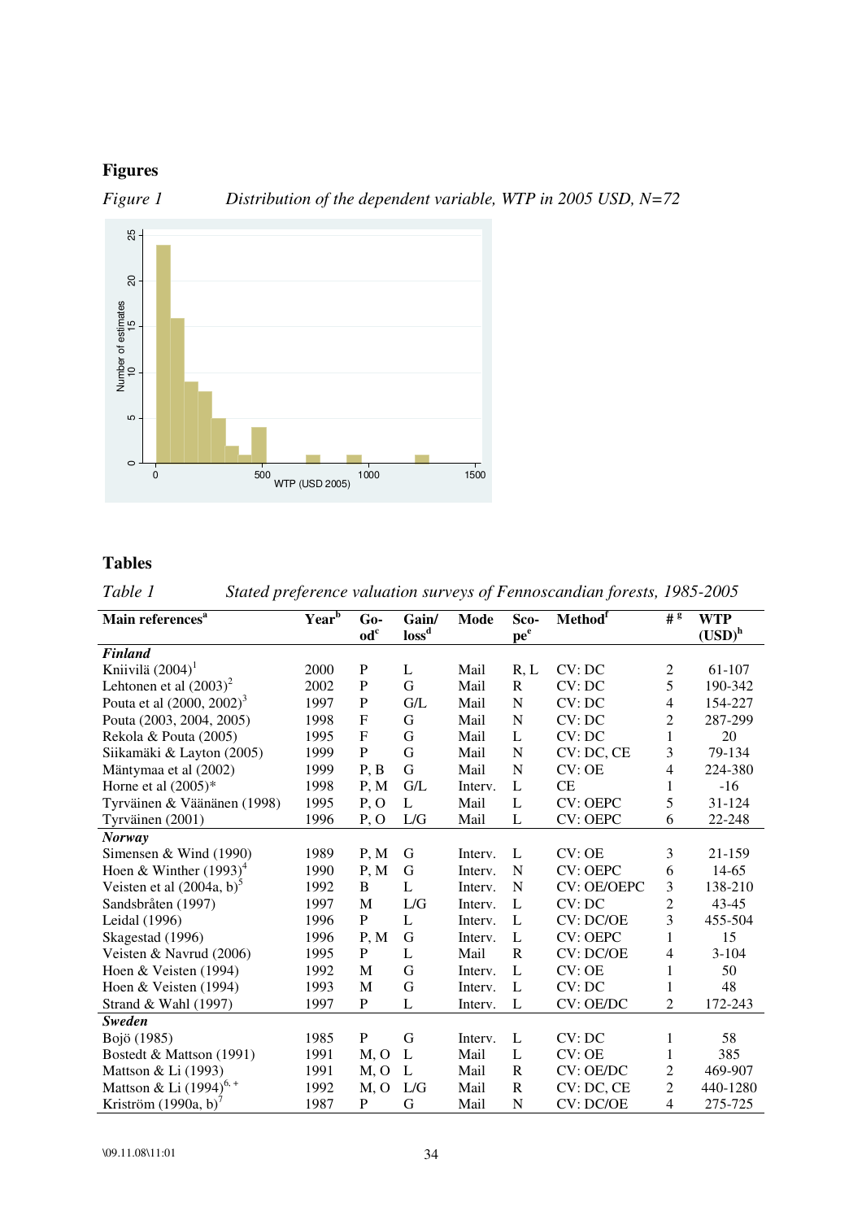## Figures

*Figure 1* *Distribution of the dependent variable, WTP in 2005 USD, N=72*

## Tables

*Table 1* *Stated preference valuation surveys of Fennoscandian forests, 1985-2005*

| Main references[a] | Year[b] | Good[c] | Gain/loss[d] | Mode | Scope[e] | Method[f] | #[g] | WTP (USD)[h] |
|---|---|---|---|---|---|---|---|---|
| ***Finland*** | | | | | | | | |
| Kniivilä (2004)[1] | 2000 | P | L | Mail | R, L | CV: DC | 2 | 61-107 |
| Lehtonen et al (2003)[2] | 2002 | P | G | Mail | R | CV: DC | 5 | 190-342 |
| Pouta et al (2000, 2002)[3] | 1997 | P | G/L | Mail | N | CV: DC | 4 | 154-227 |
| Pouta (2003, 2004, 2005) | 1998 | F | G | Mail | N | CV: DC | 2 | 287-299 |
| Rekola & Pouta (2005) | 1995 | F | G | Mail | L | CV: DC | 1 | 20 |
| Siikamäki & Layton (2005) | 1999 | P | G | Mail | N | CV: DC, CE | 3 | 79-134 |
| Mäntymaa et al (2002) | 1999 | P, B | G | Mail | N | CV: OE | 4 | 224-380 |
| Horne et al (2005)* | 1998 | P, M | G/L | Interv. | L | CE | 1 | -16 |
| Tyrväinen & Väänänen (1998) | 1995 | P, O | L | Mail | L | CV: OEPC | 5 | 31-124 |
| Tyrväinen (2001) | 1996 | P, O | L/G | Mail | L | CV: OEPC | 6 | 22-248 |
| ***Norway*** | | | | | | | | |
| Simensen & Wind (1990) | 1989 | P, M | G | Interv. | L | CV: OE | 3 | 21-159 |
| Hoen & Winther (1993)[4] | 1990 | P, M | G | Interv. | N | CV: OEPC | 6 | 14-65 |
| Veisten et al (2004a, b)[5] | 1992 | B | L | Interv. | N | CV: OE/OEPC | 3 | 138-210 |
| Sandsbråten (1997) | 1997 | M | L/G | Interv. | L | CV: DC | 2 | 43-45 |
| Leidal (1996) | 1996 | P | L | Interv. | L | CV: DC/OE | 3 | 455-504 |
| Skagestad (1996) | 1996 | P, M | G | Interv. | L | CV: OEPC | 1 | 15 |
| Veisten & Navrud (2006) | 1995 | P | L | Mail | R | CV: DC/OE | 4 | 3-104 |
| Hoen & Veisten (1994) | 1992 | M | G | Interv. | L | CV: OE | 1 | 50 |
| Hoen & Veisten (1994) | 1993 | M | G | Interv. | L | CV: DC | 1 | 48 |
| Strand & Wahl (1997) | 1997 | P | L | Interv. | L | CV: OE/DC | 2 | 172-243 |
| ***Sweden*** | | | | | | | | |
| Bojö (1985) | 1985 | P | G | Interv. | L | CV: DC | 1 | 58 |
| Bostedt & Mattson (1991) | 1991 | M, O | L | Mail | L | CV: OE | 1 | 385 |
| Mattson & Li (1993) | 1991 | M, O | L | Mail | R | CV: OE/DC | 2 | 469-907 |
| Mattson & Li (1994)[6, +] | 1992 | M, O | L/G | Mail | R | CV: DC, CE | 2 | 440-1280 |
| Kriström (1990a, b)[7] | 1987 | P | G | Mail | N | CV: DC/OE | 4 | 275-725 |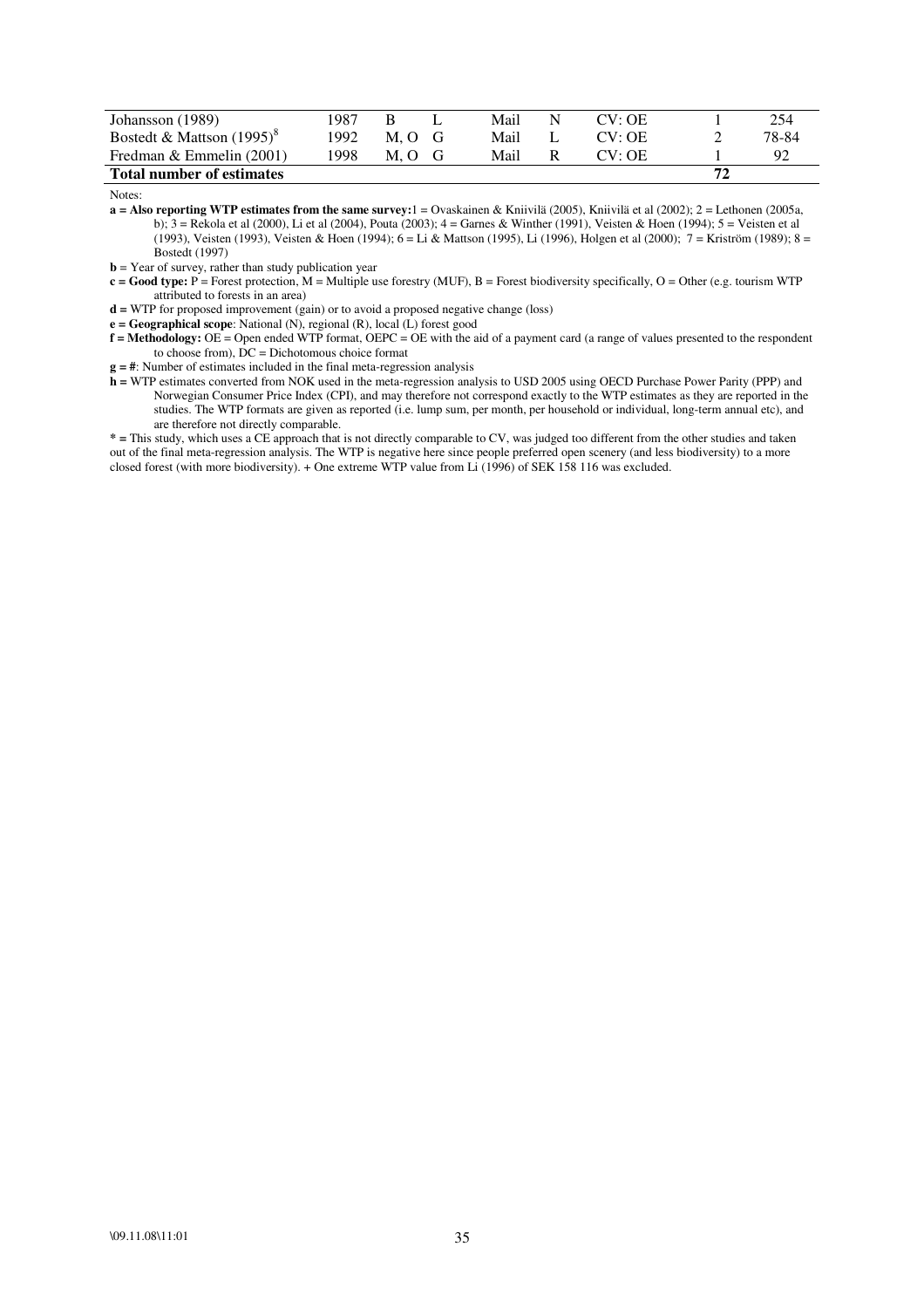| | | | | | | | | |
|---|---|---|---|---|---|---|---|---|
| Johansson (1989) | 1987 | B | L | Mail | N | CV: OE | 1 | 254 |
| Bostedt & Mattson (1995)[8] | 1992 | M, O | G | Mail | L | CV: OE | 2 | 78-84 |
| Fredman & Emmelin (2001) | 1998 | M, O | G | Mail | R | CV: OE | 1 | 92 |
| **Total number of estimates** | | | | | | | **72** | |

Notes:

**a = Also reporting WTP estimates from the same survey:** 1 = Ovaskainen & Kniivilä (2005), Kniivilä et al (2002); 2 = Lethonen (2005a, b); 3 = Rekola et al (2000), Li et al (2004), Pouta (2003); 4 = Garnes & Winther (1991), Veisten & Hoen (1994); 5 = Veisten et al (1993), Veisten (1993), Veisten & Hoen (1994); 6 = Li & Mattson (1995), Li (1996), Holgen et al (2000); 7 = Kriström (1989); 8 = Bostedt (1997)

**b** = Year of survey, rather than study publication year

**c = Good type:** P = Forest protection, M = Multiple use forestry (MUF), B = Forest biodiversity specifically, O = Other (e.g. tourism WTP attributed to forests in an area)

**d =** WTP for proposed improvement (gain) or to avoid a proposed negative change (loss)

**e = Geographical scope**: National (N), regional (R), local (L) forest good

**f = Methodology:** OE = Open ended WTP format, OEPC = OE with the aid of a payment card (a range of values presented to the respondent to choose from), DC = Dichotomous choice format

**g = #**: Number of estimates included in the final meta-regression analysis

**h =** WTP estimates converted from NOK used in the meta-regression analysis to USD 2005 using OECD Purchase Power Parity (PPP) and Norwegian Consumer Price Index (CPI), and may therefore not correspond exactly to the WTP estimates as they are reported in the studies. The WTP formats are given as reported (i.e. lump sum, per month, per household or individual, long-term annual etc), and are therefore not directly comparable.

\* = This study, which uses a CE approach that is not directly comparable to CV, was judged too different from the other studies and taken out of the final meta-regression analysis. The WTP is negative here since people preferred open scenery (and less biodiversity) to a more closed forest (with more biodiversity). + One extreme WTP value from Li (1996) of SEK 158 116 was excluded.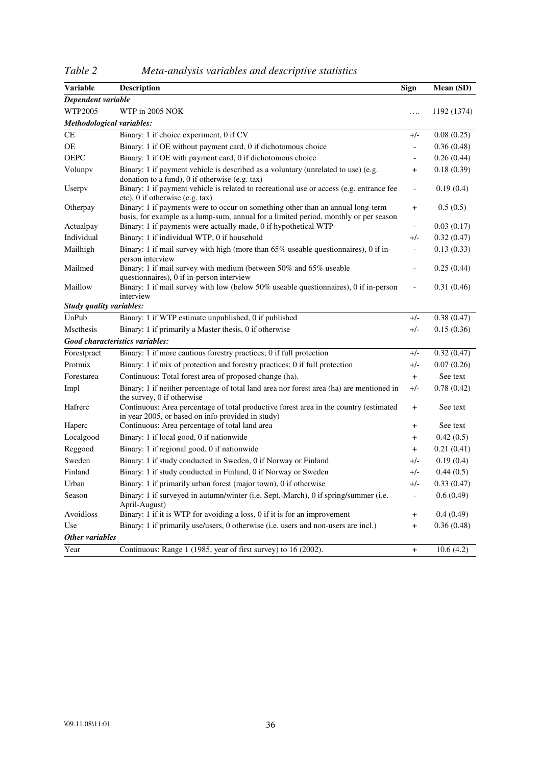*Table 2 Meta-analysis variables and descriptive statistics*

| Variable | Description | Sign | Mean (SD) |
|---|---|---|---|
| ***Dependent variable*** | | | |
| WTP2005 | WTP in 2005 NOK | …. | 1192 (1374) |
| ***Methodological variables:*** | | | |
| CE | Binary: 1 if choice experiment, 0 if CV | +/- | 0.08 (0.25) |
| OE | Binary: 1 if OE without payment card, 0 if dichotomous choice | - | 0.36 (0.48) |
| OEPC | Binary: 1 if OE with payment card, 0 if dichotomous choice | - | 0.26 (0.44) |
| Volunpv | Binary: 1 if payment vehicle is described as a voluntary (unrelated to use) (e.g. donation to a fund), 0 if otherwise (e.g. tax) | + | 0.18 (0.39) |
| Userpv | Binary: 1 if payment vehicle is related to recreational use or access (e.g. entrance fee etc), 0 if otherwise (e.g. tax) | - | 0.19 (0.4) |
| Otherpay | Binary: 1 if payments were to occur on something other than an annual long-term basis, for example as a lump-sum, annual for a limited period, monthly or per season | + | 0.5 (0.5) |
| Actualpay | Binary: 1 if payments were actually made, 0 if hypothetical WTP | - | 0.03 (0.17) |
| Individual | Binary: 1 if individual WTP, 0 if household | +/- | 0.32 (0.47) |
| Mailhigh | Binary: 1 if mail survey with high (more than 65% useable questionnaires), 0 if in-person interview | - | 0.13 (0.33) |
| Mailmed | Binary: 1 if mail survey with medium (between 50% and 65% useable questionnaires), 0 if in-person interview | - | 0.25 (0.44) |
| Maillow | Binary: 1 if mail survey with low (below 50% useable questionnaires), 0 if in-person interview | - | 0.31 (0.46) |
| ***Study quality variables:*** | | | |
| UnPub | Binary: 1 if WTP estimate unpublished, 0 if published | +/- | 0.38 (0.47) |
| Mscthesis | Binary: 1 if primarily a Master thesis, 0 if otherwise | +/- | 0.15 (0.36) |
| ***Good characteristics variables:*** | | | |
| Forestpract | Binary: 1 if more cautious forestry practices; 0 if full protection | +/- | 0.32 (0.47) |
| Protmix | Binary: 1 if mix of protection and forestry practices; 0 if full protection | +/- | 0.07 (0.26) |
| Forestarea | Continuous: Total forest area of proposed change (ha). | + | See text |
| Impl | Binary: 1 if neither percentage of total land area nor forest area (ha) are mentioned in the survey, 0 if otherwise | +/- | 0.78 (0.42) |
| Hafrerc | Continuous: Area percentage of total productive forest area in the country (estimated in year 2005, or based on info provided in study) | + | See text |
| Haperc | Continuous: Area percentage of total land area | + | See text |
| Localgood | Binary: 1 if local good, 0 if nationwide | + | 0.42 (0.5) |
| Reggood | Binary: 1 if regional good, 0 if nationwide | + | 0.21 (0.41) |
| Sweden | Binary: 1 if study conducted in Sweden, 0 if Norway or Finland | +/- | 0.19 (0.4) |
| Finland | Binary: 1 if study conducted in Finland, 0 if Norway or Sweden | +/- | 0.44 (0.5) |
| Urban | Binary: 1 if primarily urban forest (major town), 0 if otherwise | +/- | 0.33 (0.47) |
| Season | Binary: 1 if surveyed in autumn/winter (i.e. Sept.-March), 0 if spring/summer (i.e. April-August) | - | 0.6 (0.49) |
| Avoidloss | Binary: 1 if it is WTP for avoiding a loss, 0 if it is for an improvement | + | 0.4 (0.49) |
| Use | Binary: 1 if primarily use/users, 0 otherwise (i.e. users and non-users are incl.) | + | 0.36 (0.48) |
| ***Other variables*** | | | |
| Year | Continuous: Range 1 (1985, year of first survey) to 16 (2002). | + | 10.6 (4.2) |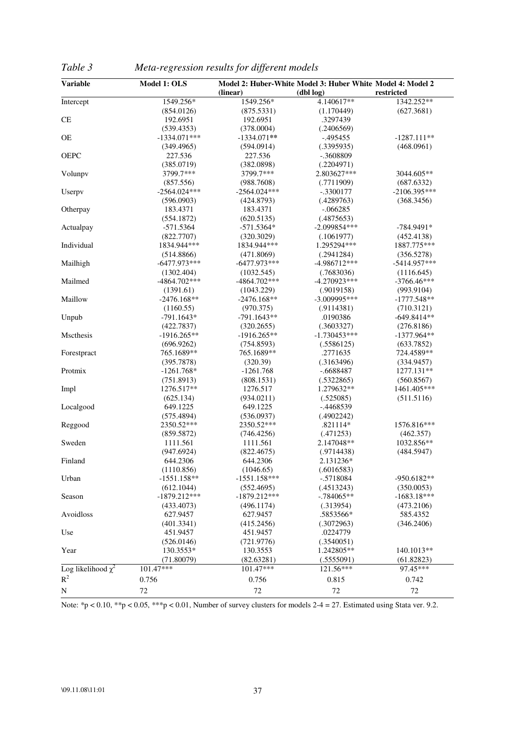*Table 3 Meta-regression results for different models*

| Variable | Model 1: OLS | Model 2: Huber-White (linear) | Model 3: Huber White (dbl log) | Model 4: Model 2 restricted |
|---|---|---|---|---|
| Intercept | 1549.256* | 1549.256* | 4.140617** | 1342.252** |
| | (854.0126) | (875.5331) | (1.170449) | (627.3681) |
| CE | 192.6951 | 192.6951 | .3297439 | |
| | (539.4353) | (378.0004) | (.2406569) | |
| OE | -1334.071*** | -1334.071** | -.495455 | -1287.111** |
| | (349.4965) | (594.0914) | (.3395935) | (468.0961) |
| OEPC | 227.536 | 227.536 | -.3608809 | |
| | (385.0719) | (382.0898) | (.2204971) | |
| Volunpv | 3799.7*** | 3799.7*** | 2.803627*** | 3044.605** |
| | (857.556) | (988.7608) | (.7711909) | (687.6332) |
| Userpv | -2564.024*** | -2564.024*** | -.3300177 | -2106.395*** |
| | (596.0903) | (424.8793) | (.4289763) | (368.3456) |
| Otherpay | 183.4371 | 183.4371 | -.066285 | |
| | (554.1872) | (620.5135) | (.4875653) | |
| Actualpay | -571.5364 | -571.5364* | -2.099854*** | -784.9491* |
| | (822.7707) | (320.3029) | (.1061977) | (452.4138) |
| Individual | 1834.944*** | 1834.944*** | 1.295294*** | 1887.775*** |
| | (514.8866) | (471.8069) | (.2941284) | (356.5278) |
| Mailhigh | -6477.973*** | -6477.973*** | -4.986712*** | -5414.957*** |
| | (1302.404) | (1032.545) | (.7683036) | (1116.645) |
| Mailmed | -4864.702*** | -4864.702*** | -4.270923*** | -3766.46*** |
| | (1391.61) | (1043.229) | (.9019158) | (993.9104) |
| Maillow | -2476.168** | -2476.168** | -3.009995*** | -1777.548** |
| | (1160.55) | (970.375) | (.9114381) | (710.3121) |
| Unpub | -791.1643* | -791.1643** | .0190386 | -649.8414** |
| | (422.7837) | (320.2655) | (.3603327) | (276.8186) |
| Mscthesis | -1916.265** | -1916.265** | -1.730453*** | -1377.964** |
| | (696.9262) | (754.8593) | (.5586125) | (633.7852) |
| Forestpract | 765.1689** | 765.1689** | .2771635 | 724.4589** |
| | (395.7878) | (320.39) | (.3163496) | (334.9457) |
| Protmix | -1261.768* | -1261.768 | -.6688487 | 1277.131** |
| | (751.8913) | (808.1531) | (.5322865) | (560.8567) |
| Impl | 1276.517** | 1276.517 | 1.279632** | 1461.405*** |
| | (625.134) | (934.0211) | (.525085) | (511.5116) |
| Localgood | 649.1225 | 649.1225 | -.4468539 | |
| | (575.4894) | (536.0937) | (.4902242) | |
| Reggood | 2350.52*** | 2350.52*** | .821114* | 1576.816*** |
| | (859.5872) | (746.4256) | (.471253) | (462.357) |
| Sweden | 1111.561 | 1111.561 | 2.147048** | 1032.856** |
| | (947.6924) | (822.4675) | (.9714438) | (484.5947) |
| Finland | 644.2306 | 644.2306 | 2.131236* | |
| | (1110.856) | (1046.65) | (.6016583) | |
| Urban | -1551.158** | -1551.158*** | -.5718084 | -950.6182** |
| | (612.1044) | (552.4695) | (.4513243) | (350.0053) |
| Season | -1879.212*** | -1879.212*** | -.784065** | -1683.18*** |
| | (433.4073) | (496.1174) | (.313954) | (473.2106) |
| Avoidloss | 627.9457 | 627.9457 | .5853566* | 585.4352 |
| | (401.3341) | (415.2456) | (.3072963) | (346.2406) |
| Use | 451.9457 | 451.9457 | .0224779 | |
| | (526.0146) | (721.9776) | (.3540051) | |
| Year | 130.3553* | 130.3553 | 1.242805** | 140.1013** |
| | (71.80079) | (82.63281) | (.5555091) | (61.82823) |
| Log likelihood $\chi^2$ | 101.47*** | 101.47*** | 121.56*** | 97.45*** |
| $R^2$ | 0.756 | 0.756 | 0.815 | 0.742 |
| N | 72 | 72 | 72 | 72 |

Note: \*p < 0.10, \*\*p < 0.05, \*\*\*p < 0.01, Number of survey clusters for models 2-4 = 27. Estimated using Stata ver. 9.2.